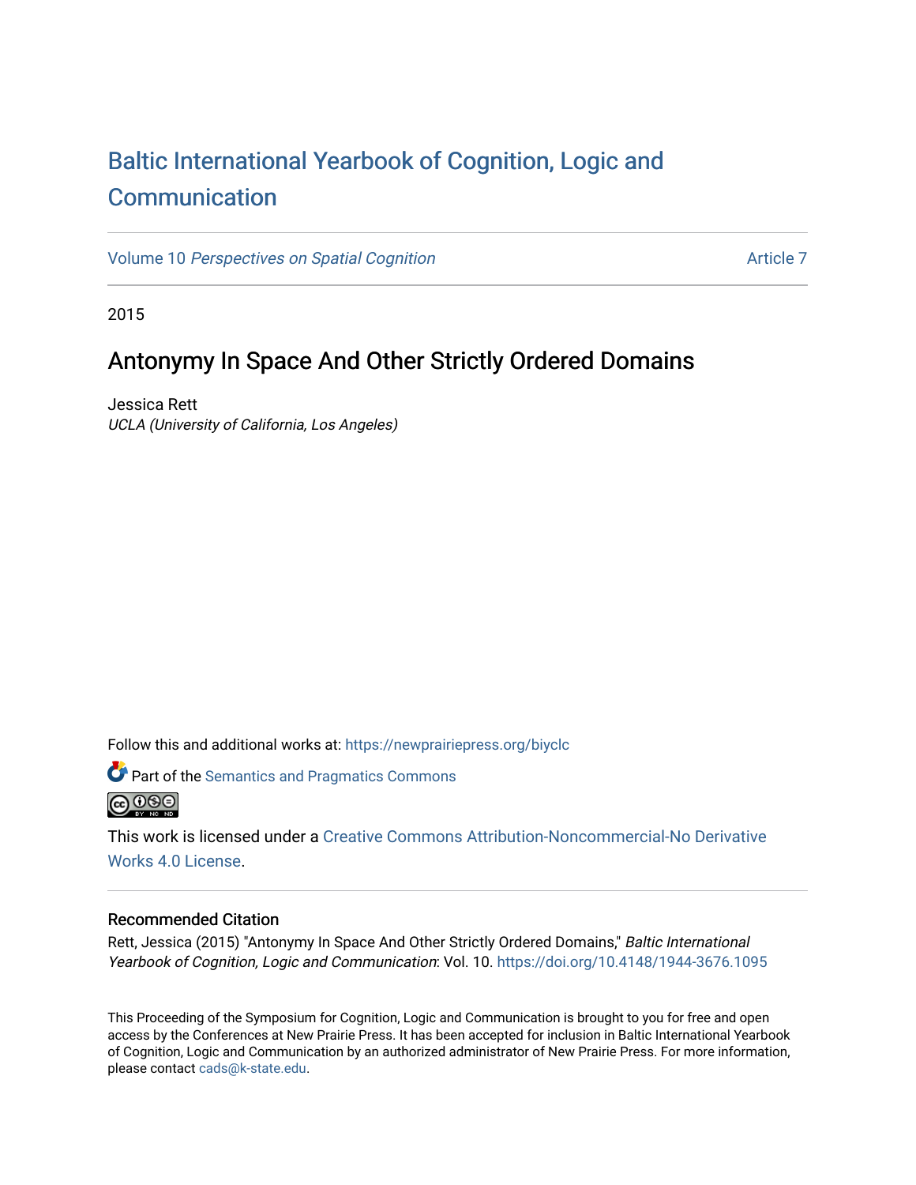# Baltic International Yearbook of Cognition, Logic and Communication

Volume 10 *Perspectives on Spatial Cognition* Article 7

2015

## Antonymy In Space And Other Strictly Ordered Domains

Jessica Rett
*UCLA (University of California, Los Angeles)*

Follow this and additional works at: https://newprairiepress.org/biyclc

Part of the Semantics and Pragmatics Commons

This work is licensed under a Creative Commons Attribution-Noncommercial-No Derivative Works 4.0 License.

### Recommended Citation

Rett, Jessica (2015) "Antonymy In Space And Other Strictly Ordered Domains," *Baltic International Yearbook of Cognition, Logic and Communication*: Vol. 10. https://doi.org/10.4148/1944-3676.1095

This Proceeding of the Symposium for Cognition, Logic and Communication is brought to you for free and open access by the Conferences at New Prairie Press. It has been accepted for inclusion in Baltic International Yearbook of Cognition, Logic and Communication by an authorized administrator of New Prairie Press. For more information, please contact cads@k-state.edu.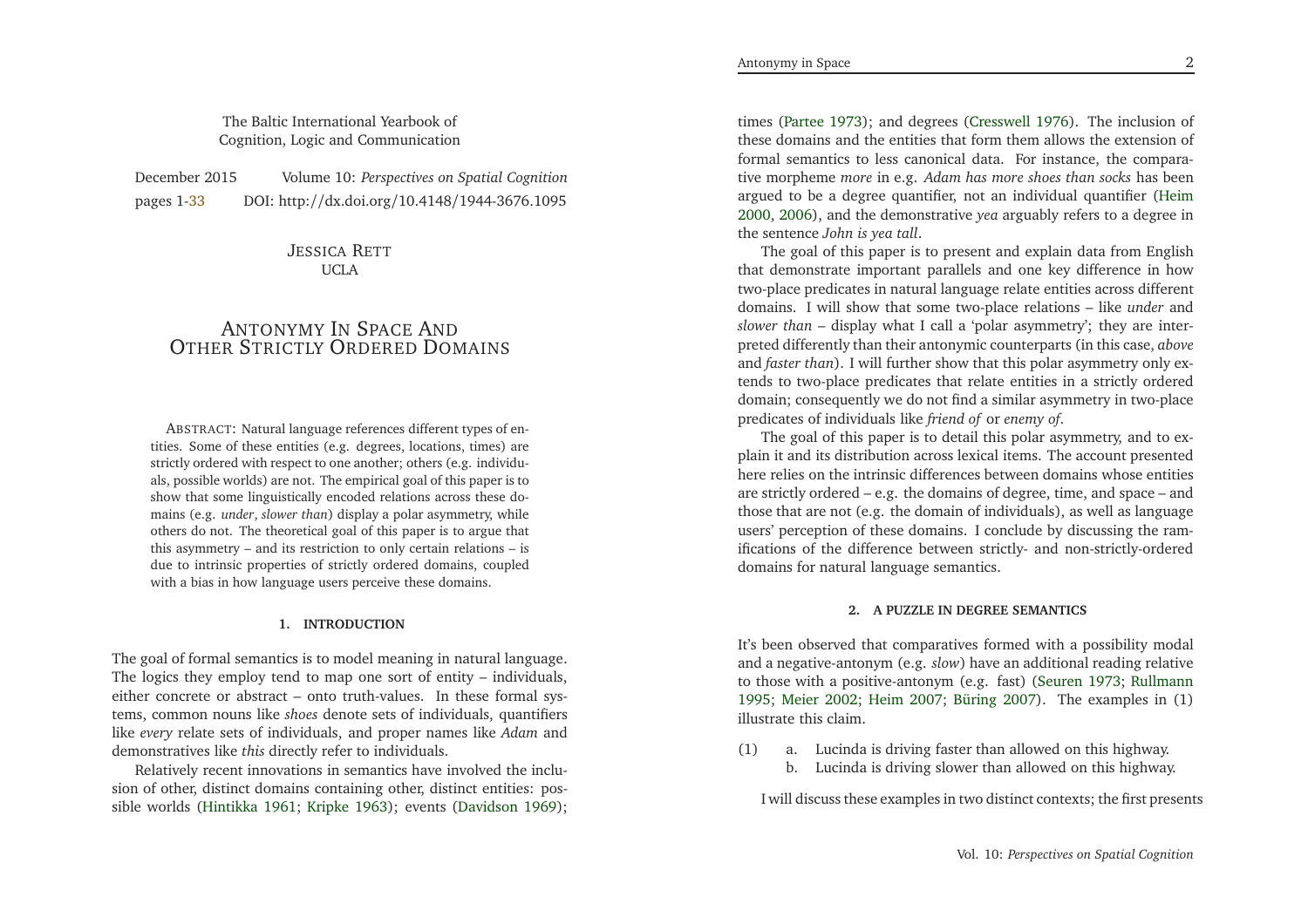The Baltic International Yearbook of
Cognition, Logic and Communication

December 2015 Volume 10: *Perspectives on Spatial Cognition*

pages 1-33 DOI: http://dx.doi.org/10.4148/1944-3676.1095

JESSICA RETT
UCLA

# ANTONYMY IN SPACE AND OTHER STRICTLY ORDERED DOMAINS

ABSTRACT: Natural language references different types of entities. Some of these entities (e.g. degrees, locations, times) are strictly ordered with respect to one another; others (e.g. individuals, possible worlds) are not. The empirical goal of this paper is to show that some linguistically encoded relations across these domains (e.g. *under*, *slower than*) display a polar asymmetry, while others do not. The theoretical goal of this paper is to argue that this asymmetry – and its restriction to only certain relations – is due to intrinsic properties of strictly ordered domains, coupled with a bias in how language users perceive these domains.

## 1. INTRODUCTION

The goal of formal semantics is to model meaning in natural language. The logics they employ tend to map one sort of entity – individuals, either concrete or abstract – onto truth-values. In these formal systems, common nouns like *shoes* denote sets of individuals, quantifiers like *every* relate sets of individuals, and proper names like *Adam* and demonstratives like *this* directly refer to individuals.

Relatively recent innovations in semantics have involved the inclusion of other, distinct domains containing other, distinct entities: possible worlds (Hintikka 1961; Kripke 1963); events (Davidson 1969); times (Partee 1973); and degrees (Cresswell 1976). The inclusion of these domains and the entities that form them allows the extension of formal semantics to less canonical data. For instance, the comparative morpheme *more* in e.g. *Adam has more shoes than socks* has been argued to be a degree quantifier, not an individual quantifier (Heim 2000, 2006), and the demonstrative *yea* arguably refers to a degree in the sentence *John is yea tall*.

The goal of this paper is to present and explain data from English that demonstrate important parallels and one key difference in how two-place predicates in natural language relate entities across different domains. I will show that some two-place relations – like *under* and *slower than* – display what I call a 'polar asymmetry'; they are interpreted differently than their antonymic counterparts (in this case, *above* and *faster than*). I will further show that this polar asymmetry only extends to two-place predicates that relate entities in a strictly ordered domain; consequently we do not find a similar asymmetry in two-place predicates of individuals like *friend of* or *enemy of*.

The goal of this paper is to detail this polar asymmetry, and to explain it and its distribution across lexical items. The account presented here relies on the intrinsic differences between domains whose entities are strictly ordered – e.g. the domains of degree, time, and space – and those that are not (e.g. the domain of individuals), as well as language users' perception of these domains. I conclude by discussing the ramifications of the difference between strictly- and non-strictly-ordered domains for natural language semantics.

## 2. A PUZZLE IN DEGREE SEMANTICS

It's been observed that comparatives formed with a possibility modal and a negative-antonym (e.g. *slow*) have an additional reading relative to those with a positive-antonym (e.g. fast) (Seuren 1973; Rullmann 1995; Meier 2002; Heim 2007; Büring 2007). The examples in (1) illustrate this claim.

(1) a. Lucinda is driving faster than allowed on this highway.
 b. Lucinda is driving slower than allowed on this highway.

I will discuss these examples in two distinct contexts; the first presents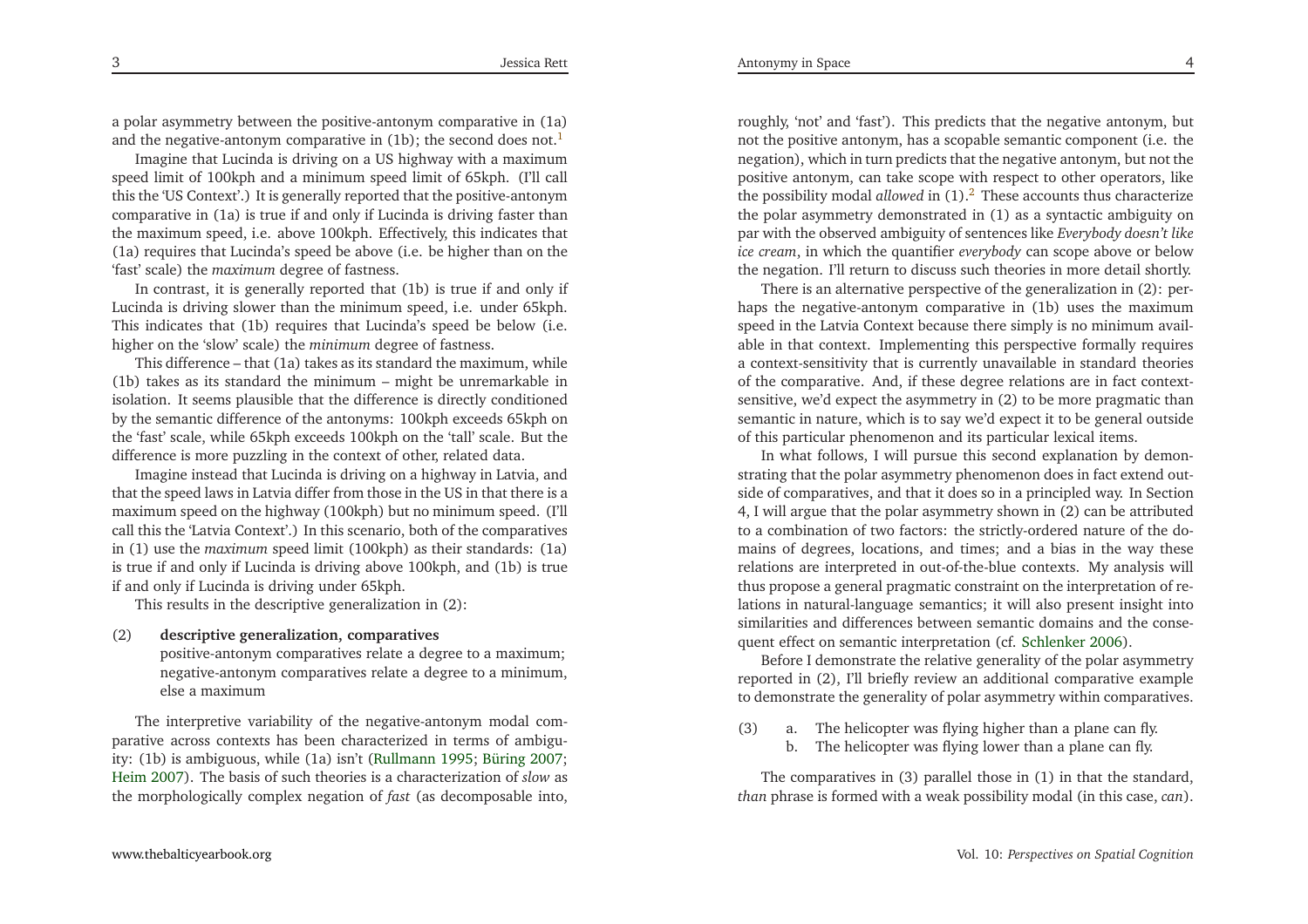a polar asymmetry between the positive-antonym comparative in (1a) and the negative-antonym comparative in (1b); the second does not.[1]

Imagine that Lucinda is driving on a US highway with a maximum speed limit of 100kph and a minimum speed limit of 65kph. (I'll call this the 'US Context'.) It is generally reported that the positive-antonym comparative in (1a) is true if and only if Lucinda is driving faster than the maximum speed, i.e. above 100kph. Effectively, this indicates that (1a) requires that Lucinda's speed be above (i.e. be higher than on the 'fast' scale) the *maximum* degree of fastness.

In contrast, it is generally reported that (1b) is true if and only if Lucinda is driving slower than the minimum speed, i.e. under 65kph. This indicates that (1b) requires that Lucinda's speed be below (i.e. higher on the 'slow' scale) the *minimum* degree of fastness.

This difference – that (1a) takes as its standard the maximum, while (1b) takes as its standard the minimum – might be unremarkable in isolation. It seems plausible that the difference is directly conditioned by the semantic difference of the antonyms: 100kph exceeds 65kph on the 'fast' scale, while 65kph exceeds 100kph on the 'tall' scale. But the difference is more puzzling in the context of other, related data.

Imagine instead that Lucinda is driving on a highway in Latvia, and that the speed laws in Latvia differ from those in the US in that there is a maximum speed on the highway (100kph) but no minimum speed. (I'll call this the 'Latvia Context'.) In this scenario, both of the comparatives in (1) use the *maximum* speed limit (100kph) as their standards: (1a) is true if and only if Lucinda is driving above 100kph, and (1b) is true if and only if Lucinda is driving under 65kph.

This results in the descriptive generalization in (2):

(2) **descriptive generalization, comparatives**
positive-antonym comparatives relate a degree to a maximum; negative-antonym comparatives relate a degree to a minimum, else a maximum

The interpretive variability of the negative-antonym modal comparative across contexts has been characterized in terms of ambiguity: (1b) is ambiguous, while (1a) isn't (Rullmann 1995; Büring 2007; Heim 2007). The basis of such theories is a characterization of *slow* as the morphologically complex negation of *fast* (as decomposable into, roughly, 'not' and 'fast'). This predicts that the negative antonym, but not the positive antonym, has a scopable semantic component (i.e. the negation), which in turn predicts that the negative antonym, but not the positive antonym, can take scope with respect to other operators, like the possibility modal *allowed* in (1).[2] These accounts thus characterize the polar asymmetry demonstrated in (1) as a syntactic ambiguity on par with the observed ambiguity of sentences like *Everybody doesn't like ice cream*, in which the quantifier *everybody* can scope above or below the negation. I'll return to discuss such theories in more detail shortly.

There is an alternative perspective of the generalization in (2): perhaps the negative-antonym comparative in (1b) uses the maximum speed in the Latvia Context because there simply is no minimum available in that context. Implementing this perspective formally requires a context-sensitivity that is currently unavailable in standard theories of the comparative. And, if these degree relations are in fact context-sensitive, we'd expect the asymmetry in (2) to be more pragmatic than semantic in nature, which is to say we'd expect it to be general outside of this particular phenomenon and its particular lexical items.

In what follows, I will pursue this second explanation by demonstrating that the polar asymmetry phenomenon does in fact extend outside of comparatives, and that it does so in a principled way. In Section 4, I will argue that the polar asymmetry shown in (2) can be attributed to a combination of two factors: the strictly-ordered nature of the domains of degrees, locations, and times; and a bias in the way these relations are interpreted in out-of-the-blue contexts. My analysis will thus propose a general pragmatic constraint on the interpretation of relations in natural-language semantics; it will also present insight into similarities and differences between semantic domains and the consequent effect on semantic interpretation (cf. Schlenker 2006).

Before I demonstrate the relative generality of the polar asymmetry reported in (2), I'll briefly review an additional comparative example to demonstrate the generality of polar asymmetry within comparatives.

(3) a. The helicopter was flying higher than a plane can fly.
b. The helicopter was flying lower than a plane can fly.

The comparatives in (3) parallel those in (1) in that the standard, *than* phrase is formed with a weak possibility modal (in this case, *can*).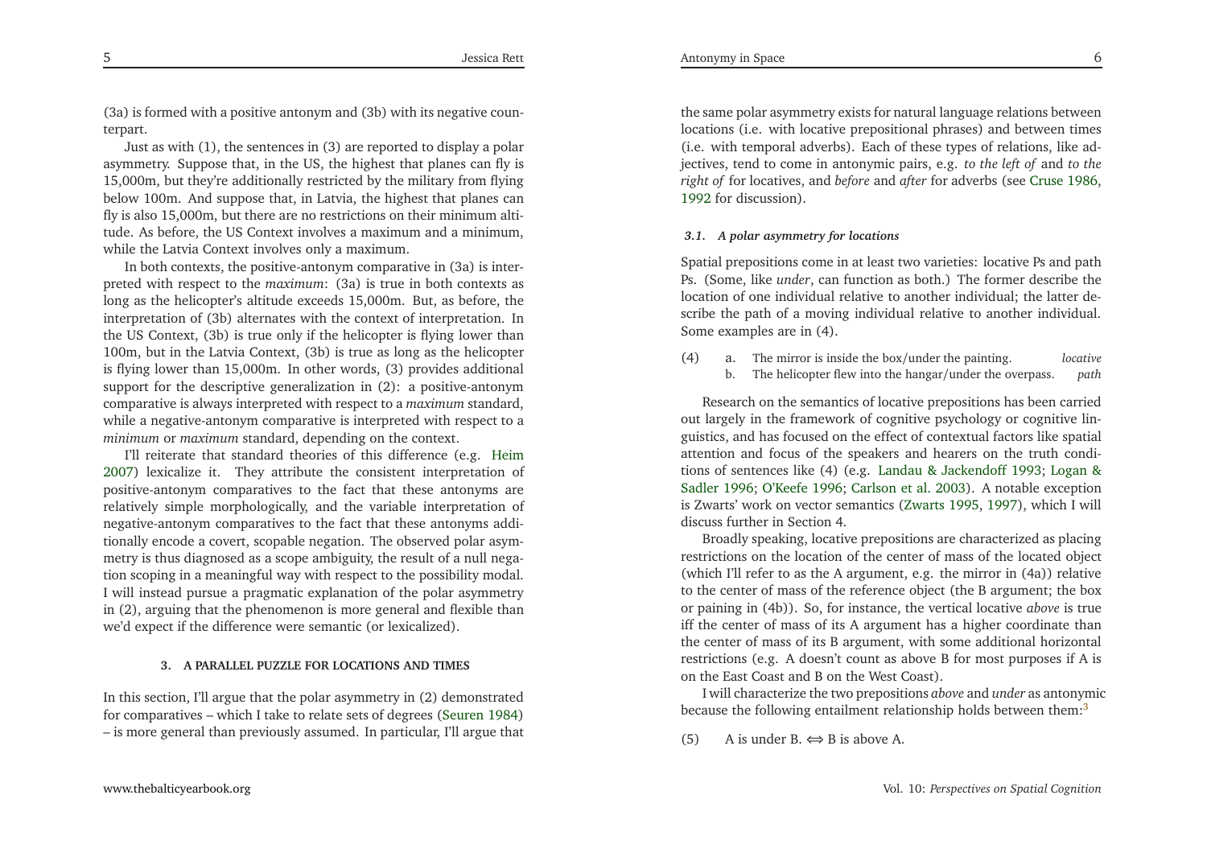(3a) is formed with a positive antonym and (3b) with its negative counterpart.

Just as with (1), the sentences in (3) are reported to display a polar asymmetry. Suppose that, in the US, the highest that planes can fly is 15,000m, but they're additionally restricted by the military from flying below 100m. And suppose that, in Latvia, the highest that planes can fly is also 15,000m, but there are no restrictions on their minimum altitude. As before, the US Context involves a maximum and a minimum, while the Latvia Context involves only a maximum.

In both contexts, the positive-antonym comparative in (3a) is interpreted with respect to the *maximum*: (3a) is true in both contexts as long as the helicopter's altitude exceeds 15,000m. But, as before, the interpretation of (3b) alternates with the context of interpretation. In the US Context, (3b) is true only if the helicopter is flying lower than 100m, but in the Latvia Context, (3b) is true as long as the helicopter is flying lower than 15,000m. In other words, (3) provides additional support for the descriptive generalization in (2): a positive-antonym comparative is always interpreted with respect to a *maximum* standard, while a negative-antonym comparative is interpreted with respect to a *minimum* or *maximum* standard, depending on the context.

I'll reiterate that standard theories of this difference (e.g. Heim 2007) lexicalize it. They attribute the consistent interpretation of positive-antonym comparatives to the fact that these antonyms are relatively simple morphologically, and the variable interpretation of negative-antonym comparatives to the fact that these antonyms additionally encode a covert, scopable negation. The observed polar asymmetry is thus diagnosed as a scope ambiguity, the result of a null negation scoping in a meaningful way with respect to the possibility modal. I will instead pursue a pragmatic explanation of the polar asymmetry in (2), arguing that the phenomenon is more general and flexible than we'd expect if the difference were semantic (or lexicalized).

## 3. A PARALLEL PUZZLE FOR LOCATIONS AND TIMES

In this section, I'll argue that the polar asymmetry in (2) demonstrated for comparatives – which I take to relate sets of degrees (Seuren 1984) – is more general than previously assumed. In particular, I'll argue that the same polar asymmetry exists for natural language relations between locations (i.e. with locative prepositional phrases) and between times (i.e. with temporal adverbs). Each of these types of relations, like adjectives, tend to come in antonymic pairs, e.g. *to the left of* and *to the right of* for locatives, and *before* and *after* for adverbs (see Cruse 1986, 1992 for discussion).

### *3.1. A polar asymmetry for locations*

Spatial prepositions come in at least two varieties: locative Ps and path Ps. (Some, like *under*, can function as both.) The former describe the location of one individual relative to another individual; the latter describe the path of a moving individual relative to another individual. Some examples are in (4).

(4) a. The mirror is inside the box/under the painting. *locative*
 b. The helicopter flew into the hangar/under the overpass. *path*

Research on the semantics of locative prepositions has been carried out largely in the framework of cognitive psychology or cognitive linguistics, and has focused on the effect of contextual factors like spatial attention and focus of the speakers and hearers on the truth conditions of sentences like (4) (e.g. Landau & Jackendoff 1993; Logan & Sadler 1996; O'Keefe 1996; Carlson et al. 2003). A notable exception is Zwarts' work on vector semantics (Zwarts 1995, 1997), which I will discuss further in Section 4.

Broadly speaking, locative prepositions are characterized as placing restrictions on the location of the center of mass of the located object (which I'll refer to as the A argument, e.g. the mirror in (4a)) relative to the center of mass of the reference object (the B argument; the box or paining in (4b)). So, for instance, the vertical locative *above* is true iff the center of mass of its A argument has a higher coordinate than the center of mass of its B argument, with some additional horizontal restrictions (e.g. A doesn't count as above B for most purposes if A is on the East Coast and B on the West Coast).

I will characterize the two prepositions *above* and *under* as antonymic because the following entailment relationship holds between them:[3]

(5) A is under B. $\Longleftrightarrow$ B is above A.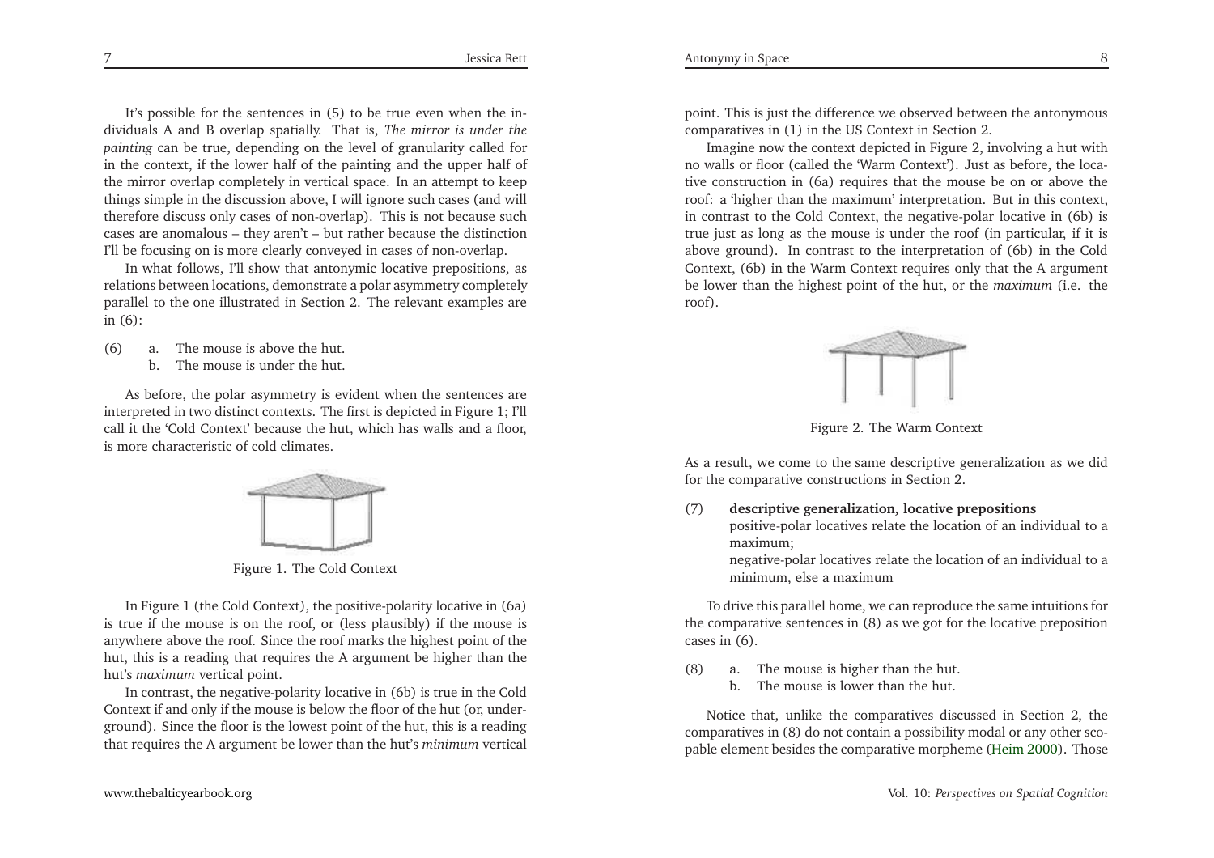It's possible for the sentences in (5) to be true even when the individuals A and B overlap spatially. That is, *The mirror is under the painting* can be true, depending on the level of granularity called for in the context, if the lower half of the painting and the upper half of the mirror overlap completely in vertical space. In an attempt to keep things simple in the discussion above, I will ignore such cases (and will therefore discuss only cases of non-overlap). This is not because such cases are anomalous – they aren't – but rather because the distinction I'll be focusing on is more clearly conveyed in cases of non-overlap.

In what follows, I'll show that antonymic locative prepositions, as relations between locations, demonstrate a polar asymmetry completely parallel to the one illustrated in Section 2. The relevant examples are in (6):

(6) a. The mouse is above the hut.
 b. The mouse is under the hut.

As before, the polar asymmetry is evident when the sentences are interpreted in two distinct contexts. The first is depicted in Figure 1; I'll call it the 'Cold Context' because the hut, which has walls and a floor, is more characteristic of cold climates.

Figure 1. The Cold Context

In Figure 1 (the Cold Context), the positive-polarity locative in (6a) is true if the mouse is on the roof, or (less plausibly) if the mouse is anywhere above the roof. Since the roof marks the highest point of the hut, this is a reading that requires the A argument be higher than the hut's *maximum* vertical point.

In contrast, the negative-polarity locative in (6b) is true in the Cold Context if and only if the mouse is below the floor of the hut (or, underground). Since the floor is the lowest point of the hut, this is a reading that requires the A argument be lower than the hut's *minimum* vertical point. This is just the difference we observed between the antonymous comparatives in (1) in the US Context in Section 2.

Imagine now the context depicted in Figure 2, involving a hut with no walls or floor (called the 'Warm Context'). Just as before, the locative construction in (6a) requires that the mouse be on or above the roof: a 'higher than the maximum' interpretation. But in this context, in contrast to the Cold Context, the negative-polar locative in (6b) is true just as long as the mouse is under the roof (in particular, if it is above ground). In contrast to the interpretation of (6b) in the Cold Context, (6b) in the Warm Context requires only that the A argument be lower than the highest point of the hut, or the *maximum* (i.e. the roof).

Figure 2. The Warm Context

As a result, we come to the same descriptive generalization as we did for the comparative constructions in Section 2.

(7) **descriptive generalization, locative prepositions**
 positive-polar locatives relate the location of an individual to a maximum;
 negative-polar locatives relate the location of an individual to a minimum, else a maximum

To drive this parallel home, we can reproduce the same intuitions for the comparative sentences in (8) as we got for the locative preposition cases in (6).

(8) a. The mouse is higher than the hut.
 b. The mouse is lower than the hut.

Notice that, unlike the comparatives discussed in Section 2, the comparatives in (8) do not contain a possibility modal or any other scopable element besides the comparative morpheme (Heim 2000). Those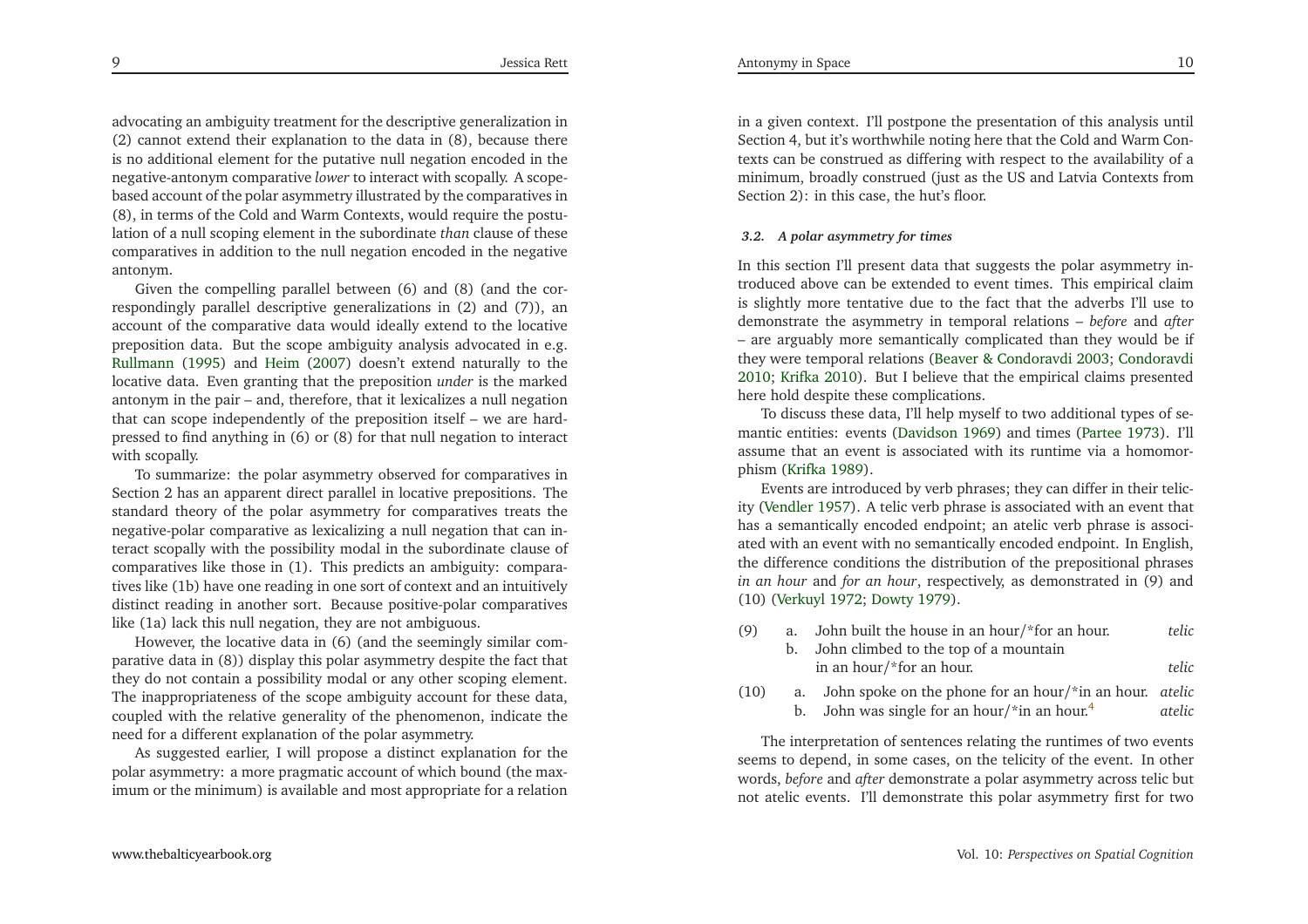advocating an ambiguity treatment for the descriptive generalization in (2) cannot extend their explanation to the data in (8), because there is no additional element for the putative null negation encoded in the negative-antonym comparative *lower* to interact with scopally. A scope-based account of the polar asymmetry illustrated by the comparatives in (8), in terms of the Cold and Warm Contexts, would require the postulation of a null scoping element in the subordinate *than* clause of these comparatives in addition to the null negation encoded in the negative antonym.

Given the compelling parallel between (6) and (8) (and the correspondingly parallel descriptive generalizations in (2) and (7)), an account of the comparative data would ideally extend to the locative preposition data. But the scope ambiguity analysis advocated in e.g. Rullmann (1995) and Heim (2007) doesn't extend naturally to the locative data. Even granting that the preposition *under* is the marked antonym in the pair – and, therefore, that it lexicalizes a null negation that can scope independently of the preposition itself – we are hard-pressed to find anything in (6) or (8) for that null negation to interact with scopally.

To summarize: the polar asymmetry observed for comparatives in Section 2 has an apparent direct parallel in locative prepositions. The standard theory of the polar asymmetry for comparatives treats the negative-polar comparative as lexicalizing a null negation that can interact scopally with the possibility modal in the subordinate clause of comparatives like those in (1). This predicts an ambiguity: comparatives like (1b) have one reading in one sort of context and an intuitively distinct reading in another sort. Because positive-polar comparatives like (1a) lack this null negation, they are not ambiguous.

However, the locative data in (6) (and the seemingly similar comparative data in (8)) display this polar asymmetry despite the fact that they do not contain a possibility modal or any other scoping element. The inappropriateness of the scope ambiguity account for these data, coupled with the relative generality of the phenomenon, indicate the need for a different explanation of the polar asymmetry.

As suggested earlier, I will propose a distinct explanation for the polar asymmetry: a more pragmatic account of which bound (the maximum or the minimum) is available and most appropriate for a relation in a given context. I'll postpone the presentation of this analysis until Section 4, but it's worthwhile noting here that the Cold and Warm Contexts can be construed as differing with respect to the availability of a minimum, broadly construed (just as the US and Latvia Contexts from Section 2): in this case, the hut's floor.

### 3.2. A polar asymmetry for times

In this section I'll present data that suggests the polar asymmetry introduced above can be extended to event times. This empirical claim is slightly more tentative due to the fact that the adverbs I'll use to demonstrate the asymmetry in temporal relations – *before* and *after* – are arguably more semantically complicated than they would be if they were temporal relations (Beaver & Condoravdi 2003; Condoravdi 2010; Krifka 2010). But I believe that the empirical claims presented here hold despite these complications.

To discuss these data, I'll help myself to two additional types of semantic entities: events (Davidson 1969) and times (Partee 1973). I'll assume that an event is associated with its runtime via a homomorphism (Krifka 1989).

Events are introduced by verb phrases; they can differ in their telicity (Vendler 1957). A telic verb phrase is associated with an event that has a semantically encoded endpoint; an atelic verb phrase is associated with an event with no semantically encoded endpoint. In English, the difference conditions the distribution of the prepositional phrases *in an hour* and *for an hour*, respectively, as demonstrated in (9) and (10) (Verkuyl 1972; Dowty 1979).

(9) a. John built the house in an hour/*for an hour. *telic*
 b. John climbed to the top of a mountain in an hour/*for an hour. *telic*

(10) a. John spoke on the phone for an hour/*in an hour. *atelic*
 b. John was single for an hour/*in an hour.[4] *atelic*

The interpretation of sentences relating the runtimes of two events seems to depend, in some cases, on the telicity of the event. In other words, *before* and *after* demonstrate a polar asymmetry across telic but not atelic events. I'll demonstrate this polar asymmetry first for two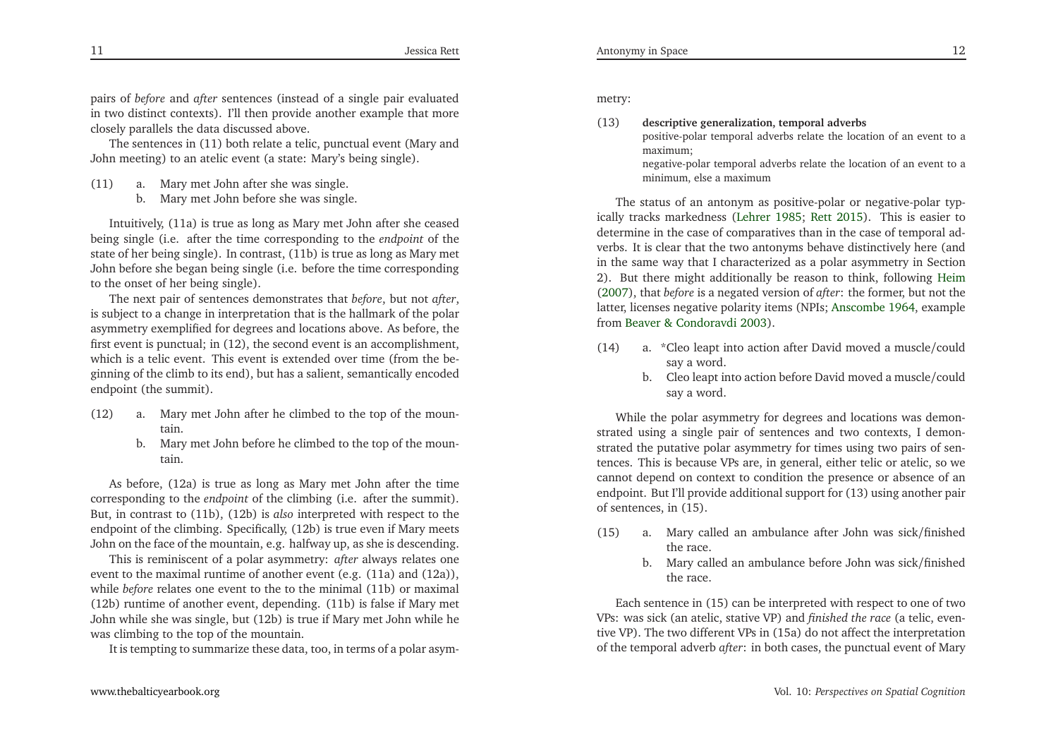pairs of *before* and *after* sentences (instead of a single pair evaluated in two distinct contexts). I'll then provide another example that more closely parallels the data discussed above.

The sentences in (11) both relate a telic, punctual event (Mary and John meeting) to an atelic event (a state: Mary's being single).

(11) a. Mary met John after she was single.
  b. Mary met John before she was single.

Intuitively, (11a) is true as long as Mary met John after she ceased being single (i.e. after the time corresponding to the *endpoint* of the state of her being single). In contrast, (11b) is true as long as Mary met John before she began being single (i.e. before the time corresponding to the onset of her being single).

The next pair of sentences demonstrates that *before*, but not *after*, is subject to a change in interpretation that is the hallmark of the polar asymmetry exemplified for degrees and locations above. As before, the first event is punctual; in (12), the second event is an accomplishment, which is a telic event. This event is extended over time (from the beginning of the climb to its end), but has a salient, semantically encoded endpoint (the summit).

(12) a. Mary met John after he climbed to the top of the mountain.
  b. Mary met John before he climbed to the top of the mountain.

As before, (12a) is true as long as Mary met John after the time corresponding to the *endpoint* of the climbing (i.e. after the summit). But, in contrast to (11b), (12b) is *also* interpreted with respect to the endpoint of the climbing. Specifically, (12b) is true even if Mary meets John on the face of the mountain, e.g. halfway up, as she is descending.

This is reminiscent of a polar asymmetry: *after* always relates one event to the maximal runtime of another event (e.g. (11a) and (12a)), while *before* relates one event to the to the minimal (11b) or maximal (12b) runtime of another event, depending. (11b) is false if Mary met John while she was single, but (12b) is true if Mary met John while he was climbing to the top of the mountain.

It is tempting to summarize these data, too, in terms of a polar asymmetry:

(13) **descriptive generalization, temporal adverbs**
  positive-polar temporal adverbs relate the location of an event to a maximum;
  negative-polar temporal adverbs relate the location of an event to a minimum, else a maximum

The status of an antonym as positive-polar or negative-polar typically tracks markedness (Lehrer 1985; Rett 2015). This is easier to determine in the case of comparatives than in the case of temporal adverbs. It is clear that the two antonyms behave distinctively here (and in the same way that I characterized as a polar asymmetry in Section 2). But there might additionally be reason to think, following Heim (2007), that *before* is a negated version of *after*: the former, but not the latter, licenses negative polarity items (NPIs; Anscombe 1964, example from Beaver & Condoravdi 2003).

(14) a. *Cleo leapt into action after David moved a muscle/could say a word.
  b. Cleo leapt into action before David moved a muscle/could say a word.

While the polar asymmetry for degrees and locations was demonstrated using a single pair of sentences and two contexts, I demonstrated the putative polar asymmetry for times using two pairs of sentences. This is because VPs are, in general, either telic or atelic, so we cannot depend on context to condition the presence or absence of an endpoint. But I'll provide additional support for (13) using another pair of sentences, in (15).

(15) a. Mary called an ambulance after John was sick/finished the race.
  b. Mary called an ambulance before John was sick/finished the race.

Each sentence in (15) can be interpreted with respect to one of two VPs: was sick (an atelic, stative VP) and *finished the race* (a telic, eventive VP). The two different VPs in (15a) do not affect the interpretation of the temporal adverb *after*: in both cases, the punctual event of Mary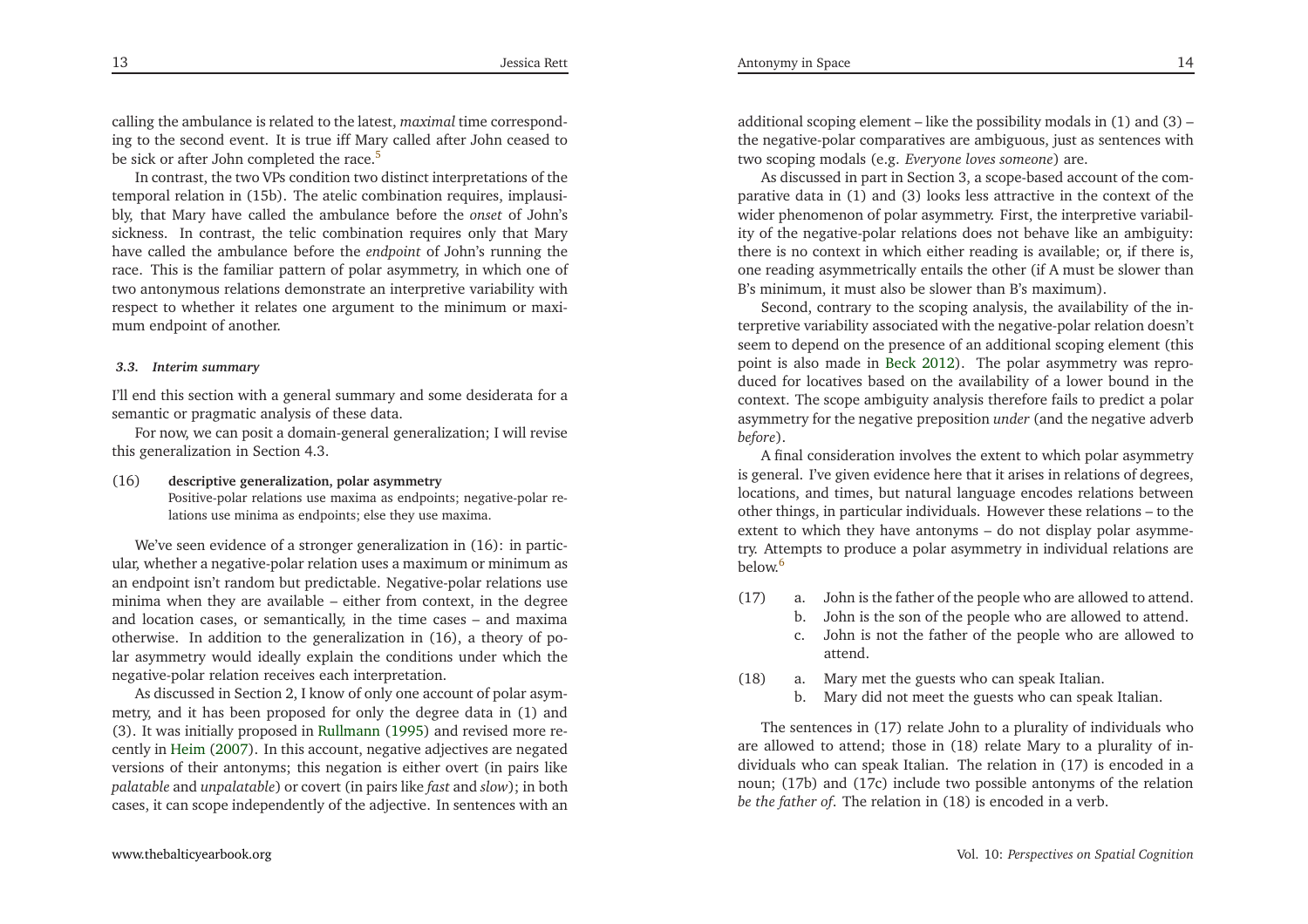calling the ambulance is related to the latest, *maximal* time corresponding to the second event. It is true iff Mary called after John ceased to be sick or after John completed the race.[5]

In contrast, the two VPs condition two distinct interpretations of the temporal relation in (15b). The atelic combination requires, implausibly, that Mary have called the ambulance before the *onset* of John's sickness. In contrast, the telic combination requires only that Mary have called the ambulance before the *endpoint* of John's running the race. This is the familiar pattern of polar asymmetry, in which one of two antonymous relations demonstrate an interpretive variability with respect to whether it relates one argument to the minimum or maximum endpoint of another.

### *3.3. Interim summary*

I'll end this section with a general summary and some desiderata for a semantic or pragmatic analysis of these data.

For now, we can posit a domain-general generalization; I will revise this generalization in Section 4.3.

(16) **descriptive generalization, polar asymmetry**
Positive-polar relations use maxima as endpoints; negative-polar relations use minima as endpoints; else they use maxima.

We've seen evidence of a stronger generalization in (16): in particular, whether a negative-polar relation uses a maximum or minimum as an endpoint isn't random but predictable. Negative-polar relations use minima when they are available – either from context, in the degree and location cases, or semantically, in the time cases – and maxima otherwise. In addition to the generalization in (16), a theory of polar asymmetry would ideally explain the conditions under which the negative-polar relation receives each interpretation.

As discussed in Section 2, I know of only one account of polar asymmetry, and it has been proposed for only the degree data in (1) and (3). It was initially proposed in Rullmann (1995) and revised more recently in Heim (2007). In this account, negative adjectives are negated versions of their antonyms; this negation is either overt (in pairs like *palatable* and *unpalatable*) or covert (in pairs like *fast* and *slow*); in both cases, it can scope independently of the adjective. In sentences with an additional scoping element – like the possibility modals in (1) and (3) – the negative-polar comparatives are ambiguous, just as sentences with two scoping modals (e.g. *Everyone loves someone*) are.

As discussed in part in Section 3, a scope-based account of the comparative data in (1) and (3) looks less attractive in the context of the wider phenomenon of polar asymmetry. First, the interpretive variability of the negative-polar relations does not behave like an ambiguity: there is no context in which either reading is available; or, if there is, one reading asymmetrically entails the other (if A must be slower than B's minimum, it must also be slower than B's maximum).

Second, contrary to the scoping analysis, the availability of the interpretive variability associated with the negative-polar relation doesn't seem to depend on the presence of an additional scoping element (this point is also made in Beck 2012). The polar asymmetry was reproduced for locatives based on the availability of a lower bound in the context. The scope ambiguity analysis therefore fails to predict a polar asymmetry for the negative preposition *under* (and the negative adverb *before*).

A final consideration involves the extent to which polar asymmetry is general. I've given evidence here that it arises in relations of degrees, locations, and times, but natural language encodes relations between other things, in particular individuals. However these relations – to the extent to which they have antonyms – do not display polar asymmetry. Attempts to produce a polar asymmetry in individual relations are below.[6]

(17)
a. John is the father of the people who are allowed to attend.
b. John is the son of the people who are allowed to attend.
c. John is not the father of the people who are allowed to attend.

(18)
a. Mary met the guests who can speak Italian.
b. Mary did not meet the guests who can speak Italian.

The sentences in (17) relate John to a plurality of individuals who are allowed to attend; those in (18) relate Mary to a plurality of individuals who can speak Italian. The relation in (17) is encoded in a noun; (17b) and (17c) include two possible antonyms of the relation *be the father of*. The relation in (18) is encoded in a verb.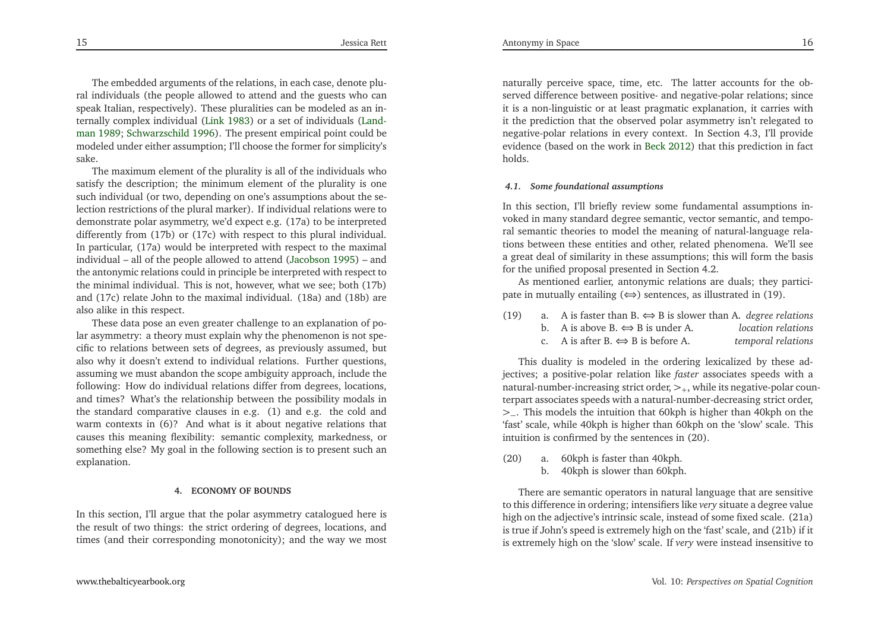The embedded arguments of the relations, in each case, denote plural individuals (the people allowed to attend and the guests who can speak Italian, respectively). These pluralities can be modeled as an internally complex individual (Link 1983) or a set of individuals (Landman 1989; Schwarzschild 1996). The present empirical point could be modeled under either assumption; I'll choose the former for simplicity's sake.

The maximum element of the plurality is all of the individuals who satisfy the description; the minimum element of the plurality is one such individual (or two, depending on one's assumptions about the selection restrictions of the plural marker). If individual relations were to demonstrate polar asymmetry, we'd expect e.g. (17a) to be interpreted differently from (17b) or (17c) with respect to this plural individual. In particular, (17a) would be interpreted with respect to the maximal individual – all of the people allowed to attend (Jacobson 1995) – and the antonymic relations could in principle be interpreted with respect to the minimal individual. This is not, however, what we see; both (17b) and (17c) relate John to the maximal individual. (18a) and (18b) are also alike in this respect.

These data pose an even greater challenge to an explanation of polar asymmetry: a theory must explain why the phenomenon is not specific to relations between sets of degrees, as previously assumed, but also why it doesn't extend to individual relations. Further questions, assuming we must abandon the scope ambiguity approach, include the following: How do individual relations differ from degrees, locations, and times? What's the relationship between the possibility modals in the standard comparative clauses in e.g. (1) and e.g. the cold and warm contexts in (6)? And what is it about negative relations that causes this meaning flexibility: semantic complexity, markedness, or something else? My goal in the following section is to present such an explanation.

## 4. ECONOMY OF BOUNDS

In this section, I'll argue that the polar asymmetry catalogued here is the result of two things: the strict ordering of degrees, locations, and times (and their corresponding monotonicity); and the way we most naturally perceive space, time, etc. The latter accounts for the observed difference between positive- and negative-polar relations; since it is a non-linguistic or at least pragmatic explanation, it carries with it the prediction that the observed polar asymmetry isn't relegated to negative-polar relations in every context. In Section 4.3, I'll provide evidence (based on the work in Beck 2012) that this prediction in fact holds.

### *4.1. Some foundational assumptions*

In this section, I'll briefly review some fundamental assumptions invoked in many standard degree semantic, vector semantic, and temporal semantic theories to model the meaning of natural-language relations between these entities and other, related phenomena. We'll see a great deal of similarity in these assumptions; this will form the basis for the unified proposal presented in Section 4.2.

As mentioned earlier, antonymic relations are duals; they participate in mutually entailing ($\Leftrightarrow$) sentences, as illustrated in (19).

(19)
a. A is faster than B. $\Leftrightarrow$ B is slower than A. *degree relations*
b. A is above B. $\Leftrightarrow$ B is under A. *location relations*
c. A is after B. $\Leftrightarrow$ B is before A. *temporal relations*

This duality is modeled in the ordering lexicalized by these adjectives; a positive-polar relation like *faster* associates speeds with a natural-number-increasing strict order, $>_+$, while its negative-polar counterpart associates speeds with a natural-number-decreasing strict order, $>_-$. This models the intuition that 60kph is higher than 40kph on the 'fast' scale, while 40kph is higher than 60kph on the 'slow' scale. This intuition is confirmed by the sentences in (20).

(20)
a. 60kph is faster than 40kph.
b. 40kph is slower than 60kph.

There are semantic operators in natural language that are sensitive to this difference in ordering; intensifiers like *very* situate a degree value high on the adjective's intrinsic scale, instead of some fixed scale. (21a) is true if John's speed is extremely high on the 'fast' scale, and (21b) if it is extremely high on the 'slow' scale. If *very* were instead insensitive to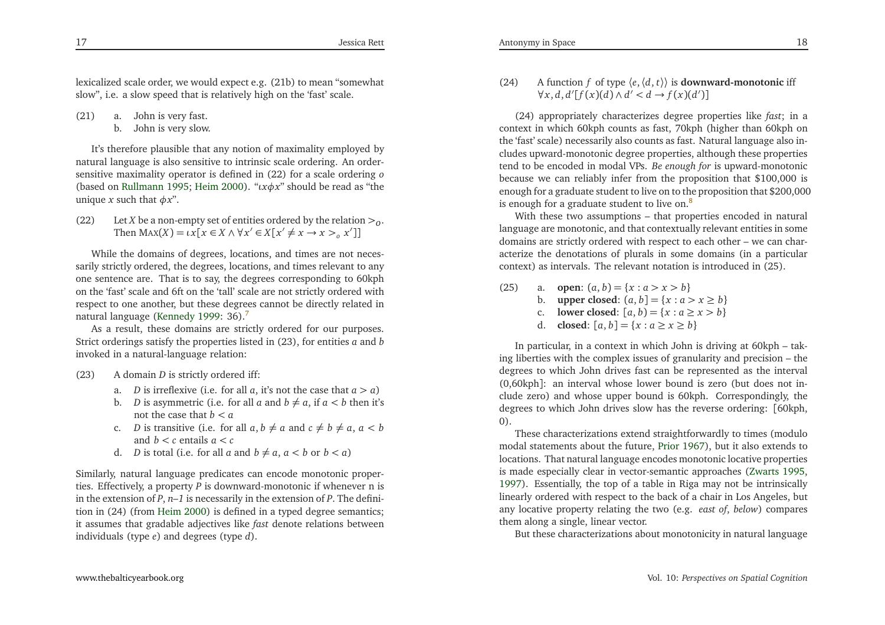lexicalized scale order, we would expect e.g. (21b) to mean "somewhat slow", i.e. a slow speed that is relatively high on the 'fast' scale.

(21) a. John is very fast.
 b. John is very slow.

It's therefore plausible that any notion of maximality employed by natural language is also sensitive to intrinsic scale ordering. An order-sensitive maximality operator is defined in (22) for a scale ordering $o$ (based on Rullmann 1995; Heim 2000). "$\iota x \phi x$" should be read as "the unique $x$ such that $\phi x$".

(22) Let $X$ be a non-empty set of entities ordered by the relation $>_o$. Then $\text{Max}(X) = \iota x[x \in X \wedge \forall x' \in X[x' \neq x \rightarrow x >_o x']]$

While the domains of degrees, locations, and times are not necessarily strictly ordered, the degrees, locations, and times relevant to any one sentence are. That is to say, the degrees corresponding to 60kph on the 'fast' scale and 6ft on the 'tall' scale are not strictly ordered with respect to one another, but these degrees cannot be directly related in natural language (Kennedy 1999: 36).[7]

As a result, these domains are strictly ordered for our purposes. Strict orderings satisfy the properties listed in (23), for entities $a$ and $b$ invoked in a natural-language relation:

(23) A domain $D$ is strictly ordered iff:

 a. $D$ is irreflexive (i.e. for all $a$, it's not the case that $a > a$)
 b. $D$ is asymmetric (i.e. for all $a$ and $b \neq a$, if $a < b$ then it's not the case that $b < a$
 c. $D$ is transitive (i.e. for all $a, b \neq a$ and $c \neq b \neq a$, $a < b$ and $b < c$ entails $a < c$
 d. $D$ is total (i.e. for all $a$ and $b \neq a$, $a < b$ or $b < a$)

Similarly, natural language predicates can encode monotonic properties. Effectively, a property $P$ is downward-monotonic if whenever n is in the extension of $P$, $n$–$1$ is necessarily in the extension of $P$. The definition in (24) (from Heim 2000) is defined in a typed degree semantics; it assumes that gradable adjectives like *fast* denote relations between individuals (type $e$) and degrees (type $d$).

(24) A function $f$ of type $\langle e, \langle d, t \rangle \rangle$ is **downward-monotonic** iff $\forall x, d, d'[f(x)(d) \wedge d' < d \rightarrow f(x)(d')]$

(24) appropriately characterizes degree properties like *fast*; in a context in which 60kph counts as fast, 70kph (higher than 60kph on the 'fast' scale) necessarily also counts as fast. Natural language also includes upward-monotonic degree properties, although these properties tend to be encoded in modal VPs. *Be enough for* is upward-monotonic because we can reliably infer from the proposition that \$100,000 is enough for a graduate student to live on to the proposition that \$200,000 is enough for a graduate student to live on.[8]

With these two assumptions – that properties encoded in natural language are monotonic, and that contextually relevant entities in some domains are strictly ordered with respect to each other – we can characterize the denotations of plurals in some domains (in a particular context) as intervals. The relevant notation is introduced in (25).

(25) a. **open**: $(a, b) = \{x : a > x > b\}$
 b. **upper closed**: $(a, b] = \{x : a > x \geq b\}$
 c. **lower closed**: $[a, b) = \{x : a \geq x > b\}$
 d. **closed**: $[a, b] = \{x : a \geq x \geq b\}$

In particular, in a context in which John is driving at 60kph – taking liberties with the complex issues of granularity and precision – the degrees to which John drives fast can be represented as the interval (0,60kph]: an interval whose lower bound is zero (but does not include zero) and whose upper bound is 60kph. Correspondingly, the degrees to which John drives slow has the reverse ordering: [60kph, 0).

These characterizations extend straightforwardly to times (modulo modal statements about the future, Prior 1967), but it also extends to locations. That natural language encodes monotonic locative properties is made especially clear in vector-semantic approaches (Zwarts 1995, 1997). Essentially, the top of a table in Riga may not be intrinsically linearly ordered with respect to the back of a chair in Los Angeles, but any locative property relating the two (e.g. *east of*, *below*) compares them along a single, linear vector.

But these characterizations about monotonicity in natural language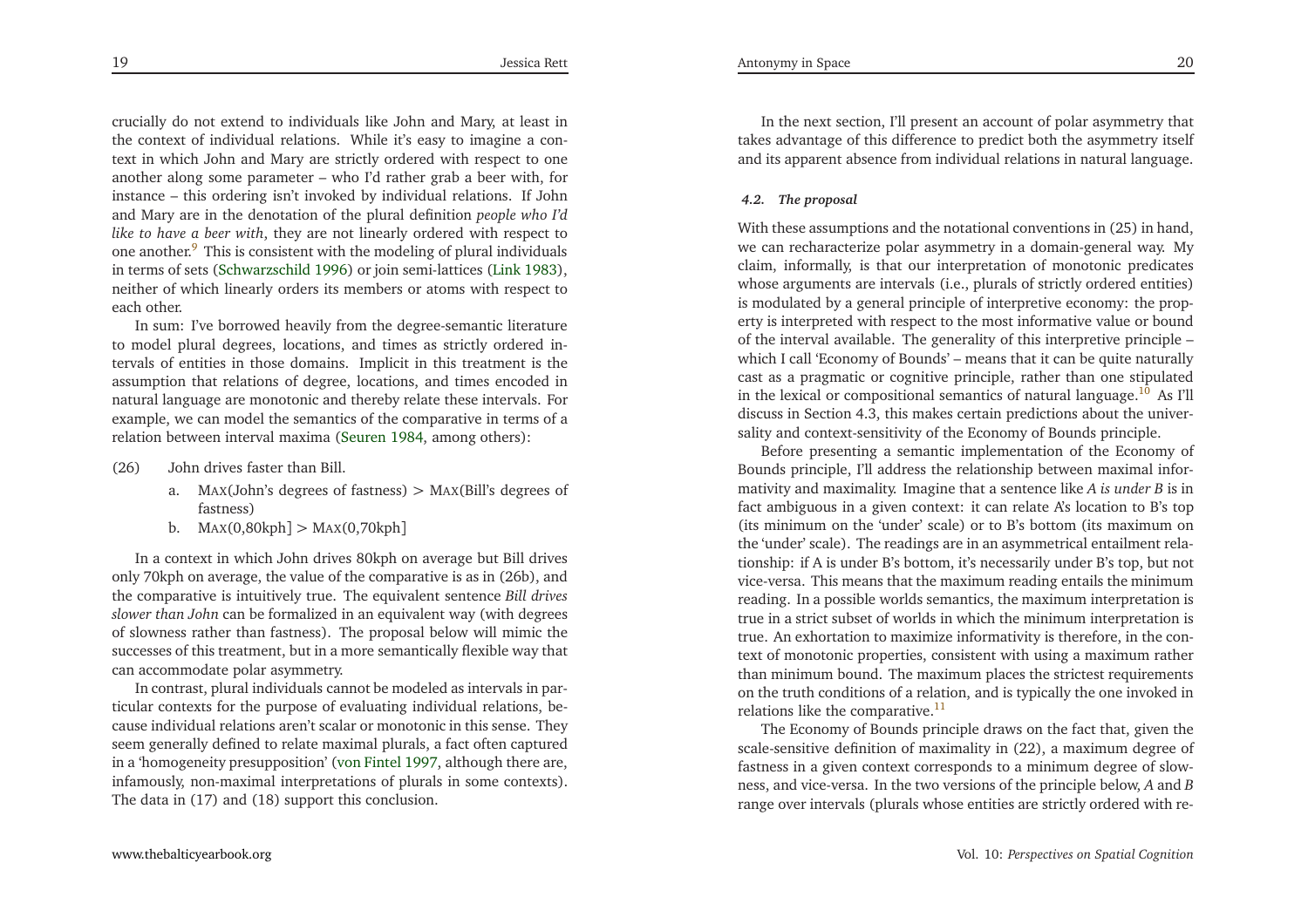crucially do not extend to individuals like John and Mary, at least in the context of individual relations. While it's easy to imagine a context in which John and Mary are strictly ordered with respect to one another along some parameter – who I'd rather grab a beer with, for instance – this ordering isn't invoked by individual relations. If John and Mary are in the denotation of the plural definition *people who I'd like to have a beer with*, they are not linearly ordered with respect to one another.[9] This is consistent with the modeling of plural individuals in terms of sets (Schwarzschild 1996) or join semi-lattices (Link 1983), neither of which linearly orders its members or atoms with respect to each other.

In sum: I've borrowed heavily from the degree-semantic literature to model plural degrees, locations, and times as strictly ordered intervals of entities in those domains. Implicit in this treatment is the assumption that relations of degree, locations, and times encoded in natural language are monotonic and thereby relate these intervals. For example, we can model the semantics of the comparative in terms of a relation between interval maxima (Seuren 1984, among others):

(26) John drives faster than Bill.

a. MAX(John's degrees of fastness) > MAX(Bill's degrees of fastness)

b. MAX(0,80kph] > MAX(0,70kph]

In a context in which John drives 80kph on average but Bill drives only 70kph on average, the value of the comparative is as in (26b), and the comparative is intuitively true. The equivalent sentence *Bill drives slower than John* can be formalized in an equivalent way (with degrees of slowness rather than fastness). The proposal below will mimic the successes of this treatment, but in a more semantically flexible way that can accommodate polar asymmetry.

In contrast, plural individuals cannot be modeled as intervals in particular contexts for the purpose of evaluating individual relations, because individual relations aren't scalar or monotonic in this sense. They seem generally defined to relate maximal plurals, a fact often captured in a 'homogeneity presupposition' (von Fintel 1997, although there are, infamously, non-maximal interpretations of plurals in some contexts). The data in (17) and (18) support this conclusion.

In the next section, I'll present an account of polar asymmetry that takes advantage of this difference to predict both the asymmetry itself and its apparent absence from individual relations in natural language.

#### *4.2. The proposal*

With these assumptions and the notational conventions in (25) in hand, we can recharacterize polar asymmetry in a domain-general way. My claim, informally, is that our interpretation of monotonic predicates whose arguments are intervals (i.e., plurals of strictly ordered entities) is modulated by a general principle of interpretive economy: the property is interpreted with respect to the most informative value or bound of the interval available. The generality of this interpretive principle – which I call 'Economy of Bounds' – means that it can be quite naturally cast as a pragmatic or cognitive principle, rather than one stipulated in the lexical or compositional semantics of natural language.[10] As I'll discuss in Section 4.3, this makes certain predictions about the universality and context-sensitivity of the Economy of Bounds principle.

Before presenting a semantic implementation of the Economy of Bounds principle, I'll address the relationship between maximal informativity and maximality. Imagine that a sentence like *A is under B* is in fact ambiguous in a given context: it can relate A's location to B's top (its minimum on the 'under' scale) or to B's bottom (its maximum on the 'under' scale). The readings are in an asymmetrical entailment relationship: if A is under B's bottom, it's necessarily under B's top, but not vice-versa. This means that the maximum reading entails the minimum reading. In a possible worlds semantics, the maximum interpretation is true in a strict subset of worlds in which the minimum interpretation is true. An exhortation to maximize informativity is therefore, in the context of monotonic properties, consistent with using a maximum rather than minimum bound. The maximum places the strictest requirements on the truth conditions of a relation, and is typically the one invoked in relations like the comparative.[11]

The Economy of Bounds principle draws on the fact that, given the scale-sensitive definition of maximality in (22), a maximum degree of fastness in a given context corresponds to a minimum degree of slowness, and vice-versa. In the two versions of the principle below, *A* and *B* range over intervals (plurals whose entities are strictly ordered with re-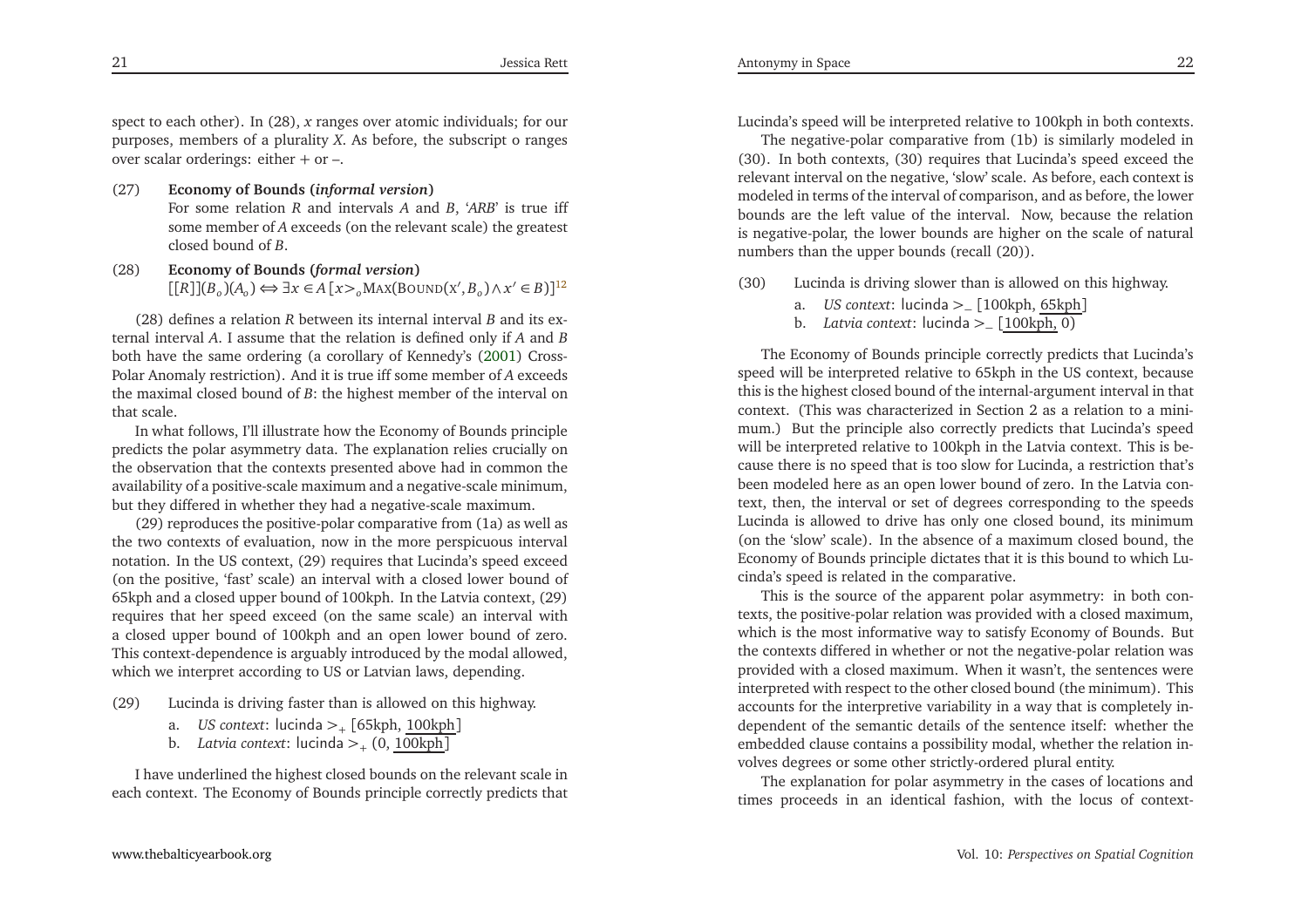spect to each other). In (28), $x$ ranges over atomic individuals; for our purposes, members of a plurality $X$. As before, the subscript o ranges over scalar orderings: either + or –.

(27) **Economy of Bounds (*informal version*)**
For some relation $R$ and intervals $A$ and $B$, '$ARB$' is true iff some member of $A$ exceeds (on the relevant scale) the greatest closed bound of $B$.

(28) **Economy of Bounds (*formal version*)**
$[[R]](B_o)(A_o) \Leftrightarrow \exists x \in A\,[x >_o \text{MAX}(\text{BOUND}(x', B_o) \wedge x' \in B)]$[12]

(28) defines a relation $R$ between its internal interval $B$ and its external interval $A$. I assume that the relation is defined only if $A$ and $B$ both have the same ordering (a corollary of Kennedy's (2001) Cross-Polar Anomaly restriction). And it is true iff some member of $A$ exceeds the maximal closed bound of $B$: the highest member of the interval on that scale.

In what follows, I'll illustrate how the Economy of Bounds principle predicts the polar asymmetry data. The explanation relies crucially on the observation that the contexts presented above had in common the availability of a positive-scale maximum and a negative-scale minimum, but they differed in whether they had a negative-scale maximum.

(29) reproduces the positive-polar comparative from (1a) as well as the two contexts of evaluation, now in the more perspicuous interval notation. In the US context, (29) requires that Lucinda's speed exceed (on the positive, 'fast' scale) an interval with a closed lower bound of 65kph and a closed upper bound of 100kph. In the Latvia context, (29) requires that her speed exceed (on the same scale) an interval with a closed upper bound of 100kph and an open lower bound of zero. This context-dependence is arguably introduced by the modal allowed, which we interpret according to US or Latvian laws, depending.

(29) Lucinda is driving faster than is allowed on this highway.

a. *US context*: lucinda $>_+$ [65kph, <u>100kph</u>]
b. *Latvia context*: lucinda $>_+$ (0, <u>100kph</u>]

I have underlined the highest closed bounds on the relevant scale in each context. The Economy of Bounds principle correctly predicts that Lucinda's speed will be interpreted relative to 100kph in both contexts.

The negative-polar comparative from (1b) is similarly modeled in (30). In both contexts, (30) requires that Lucinda's speed exceed the relevant interval on the negative, 'slow' scale. As before, each context is modeled in terms of the interval of comparison, and as before, the lower bounds are the left value of the interval. Now, because the relation is negative-polar, the lower bounds are higher on the scale of natural numbers than the upper bounds (recall (20)).

(30) Lucinda is driving slower than is allowed on this highway.

a. *US context*: lucinda $>_-$ [100kph, <u>65kph</u>]
b. *Latvia context*: lucinda $>_-$ [<u>100kph,</u> 0)

The Economy of Bounds principle correctly predicts that Lucinda's speed will be interpreted relative to 65kph in the US context, because this is the highest closed bound of the internal-argument interval in that context. (This was characterized in Section 2 as a relation to a minimum.) But the principle also correctly predicts that Lucinda's speed will be interpreted relative to 100kph in the Latvia context. This is because there is no speed that is too slow for Lucinda, a restriction that's been modeled here as an open lower bound of zero. In the Latvia context, then, the interval or set of degrees corresponding to the speeds Lucinda is allowed to drive has only one closed bound, its minimum (on the 'slow' scale). In the absence of a maximum closed bound, the Economy of Bounds principle dictates that it is this bound to which Lucinda's speed is related in the comparative.

This is the source of the apparent polar asymmetry: in both contexts, the positive-polar relation was provided with a closed maximum, which is the most informative way to satisfy Economy of Bounds. But the contexts differed in whether or not the negative-polar relation was provided with a closed maximum. When it wasn't, the sentences were interpreted with respect to the other closed bound (the minimum). This accounts for the interpretive variability in a way that is completely independent of the semantic details of the sentence itself: whether the embedded clause contains a possibility modal, whether the relation involves degrees or some other strictly-ordered plural entity.

The explanation for polar asymmetry in the cases of locations and times proceeds in an identical fashion, with the locus of context-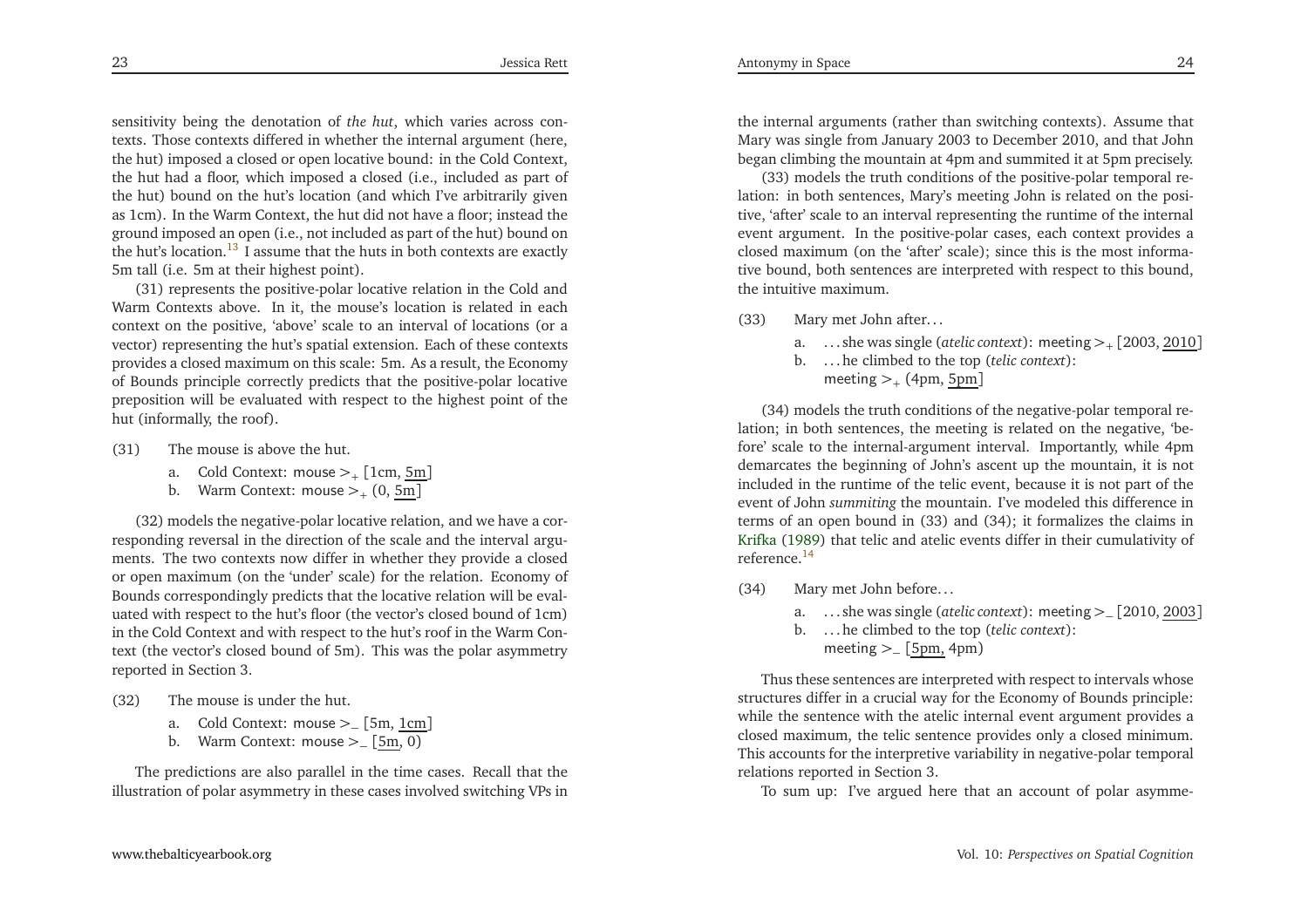sensitivity being the denotation of *the hut*, which varies across contexts. Those contexts differed in whether the internal argument (here, the hut) imposed a closed or open locative bound: in the Cold Context, the hut had a floor, which imposed a closed (i.e., included as part of the hut) bound on the hut's location (and which I've arbitrarily given as 1cm). In the Warm Context, the hut did not have a floor; instead the ground imposed an open (i.e., not included as part of the hut) bound on the hut's location.[13] I assume that the huts in both contexts are exactly 5m tall (i.e. 5m at their highest point).

(31) represents the positive-polar locative relation in the Cold and Warm Contexts above. In it, the mouse's location is related in each context on the positive, 'above' scale to an interval of locations (or a vector) representing the hut's spatial extension. Each of these contexts provides a closed maximum on this scale: 5m. As a result, the Economy of Bounds principle correctly predicts that the positive-polar locative preposition will be evaluated with respect to the highest point of the hut (informally, the roof).

(31) The mouse is above the hut.

a. Cold Context: $\mathsf{mouse} >_{+} [1\text{cm}, \underline{5\text{m}}]$

b. Warm Context: $\mathsf{mouse} >_{+} (0, \underline{5\text{m}}]$

(32) models the negative-polar locative relation, and we have a corresponding reversal in the direction of the scale and the interval arguments. The two contexts now differ in whether they provide a closed or open maximum (on the 'under' scale) for the relation. Economy of Bounds correspondingly predicts that the locative relation will be evaluated with respect to the hut's floor (the vector's closed bound of 1cm) in the Cold Context and with respect to the hut's roof in the Warm Context (the vector's closed bound of 5m). This was the polar asymmetry reported in Section 3.

(32) The mouse is under the hut.

a. Cold Context: $\mathsf{mouse} >_{-} [5\text{m}, \underline{1\text{cm}}]$

b. Warm Context: $\mathsf{mouse} >_{-} [\underline{5\text{m}}, 0)$

The predictions are also parallel in the time cases. Recall that the illustration of polar asymmetry in these cases involved switching VPs in the internal arguments (rather than switching contexts). Assume that Mary was single from January 2003 to December 2010, and that John began climbing the mountain at 4pm and summited it at 5pm precisely.

(33) models the truth conditions of the positive-polar temporal relation: in both sentences, Mary's meeting John is related on the positive, 'after' scale to an interval representing the runtime of the internal event argument. In the positive-polar cases, each context provides a closed maximum (on the 'after' scale); since this is the most informative bound, both sentences are interpreted with respect to this bound, the intuitive maximum.

(33) Mary met John after...

a. ...she was single (*atelic context*): $\mathsf{meeting} >_{+} [2003, \underline{2010}]$

b. ...he climbed to the top (*telic context*): $\mathsf{meeting} >_{+} (4\text{pm}, \underline{5\text{pm}}]$

(34) models the truth conditions of the negative-polar temporal relation; in both sentences, the meeting is related on the negative, 'before' scale to the internal-argument interval. Importantly, while 4pm demarcates the beginning of John's ascent up the mountain, it is not included in the runtime of the telic event, because it is not part of the event of John *summiting* the mountain. I've modeled this difference in terms of an open bound in (33) and (34); it formalizes the claims in Krifka (1989) that telic and atelic events differ in their cumulativity of reference.[14]

(34) Mary met John before...

a. ...she was single (*atelic context*): $\mathsf{meeting} >_{-} [2010, \underline{2003}]$

b. ...he climbed to the top (*telic context*): $\mathsf{meeting} >_{-} [\underline{5\text{pm}}, 4\text{pm})$

Thus these sentences are interpreted with respect to intervals whose structures differ in a crucial way for the Economy of Bounds principle: while the sentence with the atelic internal event argument provides a closed maximum, the telic sentence provides only a closed minimum. This accounts for the interpretive variability in negative-polar temporal relations reported in Section 3.

To sum up: I've argued here that an account of polar asymme-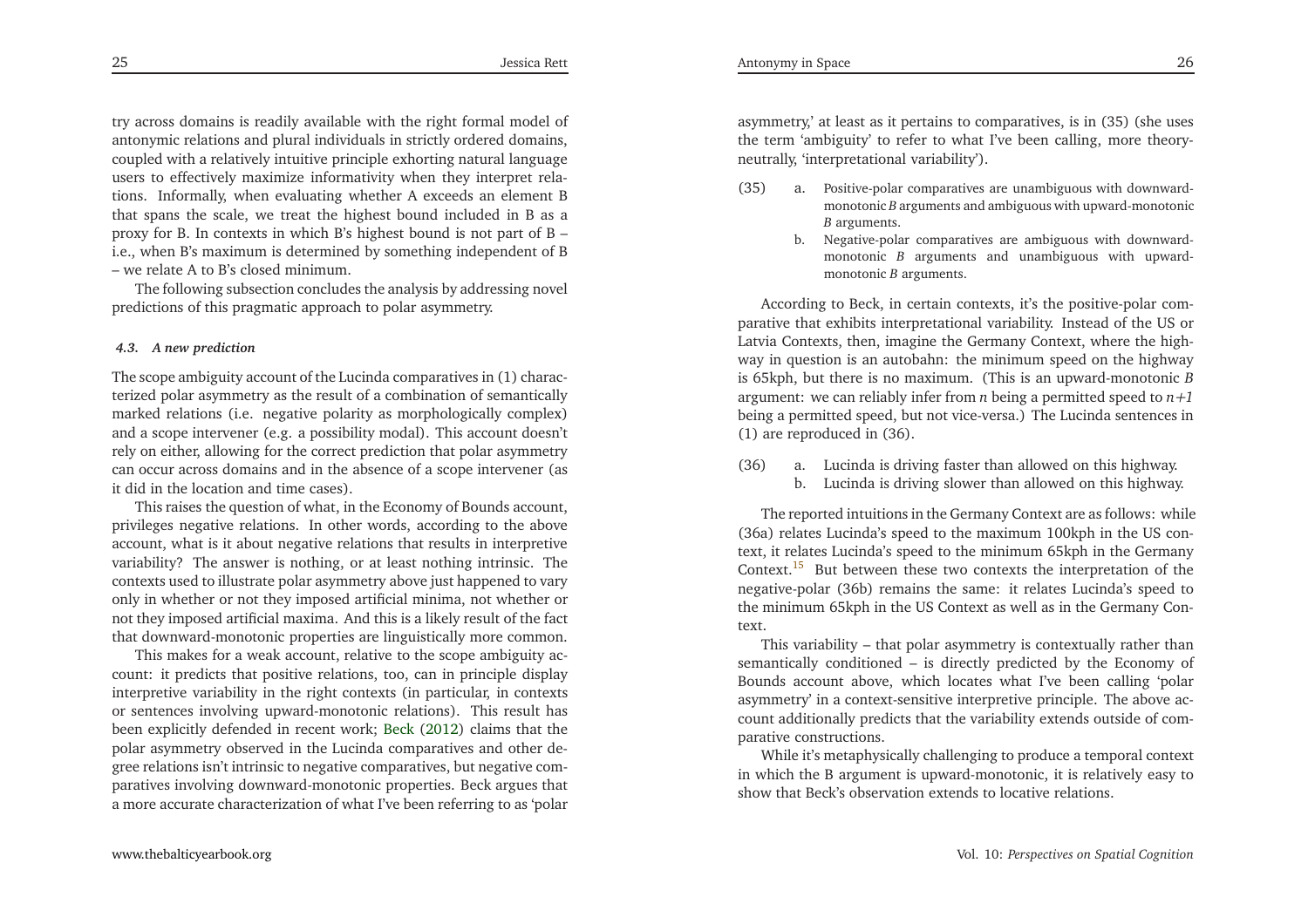try across domains is readily available with the right formal model of antonymic relations and plural individuals in strictly ordered domains, coupled with a relatively intuitive principle exhorting natural language users to effectively maximize informativity when they interpret relations. Informally, when evaluating whether A exceeds an element B that spans the scale, we treat the highest bound included in B as a proxy for B. In contexts in which B's highest bound is not part of B – i.e., when B's maximum is determined by something independent of B – we relate A to B's closed minimum.

The following subsection concludes the analysis by addressing novel predictions of this pragmatic approach to polar asymmetry.

### *4.3. A new prediction*

The scope ambiguity account of the Lucinda comparatives in (1) characterized polar asymmetry as the result of a combination of semantically marked relations (i.e. negative polarity as morphologically complex) and a scope intervener (e.g. a possibility modal). This account doesn't rely on either, allowing for the correct prediction that polar asymmetry can occur across domains and in the absence of a scope intervener (as it did in the location and time cases).

This raises the question of what, in the Economy of Bounds account, privileges negative relations. In other words, according to the above account, what is it about negative relations that results in interpretive variability? The answer is nothing, or at least nothing intrinsic. The contexts used to illustrate polar asymmetry above just happened to vary only in whether or not they imposed artificial minima, not whether or not they imposed artificial maxima. And this is a likely result of the fact that downward-monotonic properties are linguistically more common.

This makes for a weak account, relative to the scope ambiguity account: it predicts that positive relations, too, can in principle display interpretive variability in the right contexts (in particular, in contexts or sentences involving upward-monotonic relations). This result has been explicitly defended in recent work; Beck (2012) claims that the polar asymmetry observed in the Lucinda comparatives and other degree relations isn't intrinsic to negative comparatives, but negative comparatives involving downward-monotonic properties. Beck argues that a more accurate characterization of what I've been referring to as 'polar asymmetry,' at least as it pertains to comparatives, is in (35) (she uses the term 'ambiguity' to refer to what I've been calling, more theory-neutrally, 'interpretational variability').

(35)
 a. Positive-polar comparatives are unambiguous with downward-monotonic *B* arguments and ambiguous with upward-monotonic *B* arguments.
 b. Negative-polar comparatives are ambiguous with downward-monotonic *B* arguments and unambiguous with upward-monotonic *B* arguments.

According to Beck, in certain contexts, it's the positive-polar comparative that exhibits interpretational variability. Instead of the US or Latvia Contexts, then, imagine the Germany Context, where the highway in question is an autobahn: the minimum speed on the highway is 65kph, but there is no maximum. (This is an upward-monotonic *B* argument: we can reliably infer from *n* being a permitted speed to *n+1* being a permitted speed, but not vice-versa.) The Lucinda sentences in (1) are reproduced in (36).

(36)
 a. Lucinda is driving faster than allowed on this highway.
 b. Lucinda is driving slower than allowed on this highway.

The reported intuitions in the Germany Context are as follows: while (36a) relates Lucinda's speed to the maximum 100kph in the US context, it relates Lucinda's speed to the minimum 65kph in the Germany Context.[15] But between these two contexts the interpretation of the negative-polar (36b) remains the same: it relates Lucinda's speed to the minimum 65kph in the US Context as well as in the Germany Context.

This variability – that polar asymmetry is contextually rather than semantically conditioned – is directly predicted by the Economy of Bounds account above, which locates what I've been calling 'polar asymmetry' in a context-sensitive interpretive principle. The above account additionally predicts that the variability extends outside of comparative constructions.

While it's metaphysically challenging to produce a temporal context in which the B argument is upward-monotonic, it is relatively easy to show that Beck's observation extends to locative relations.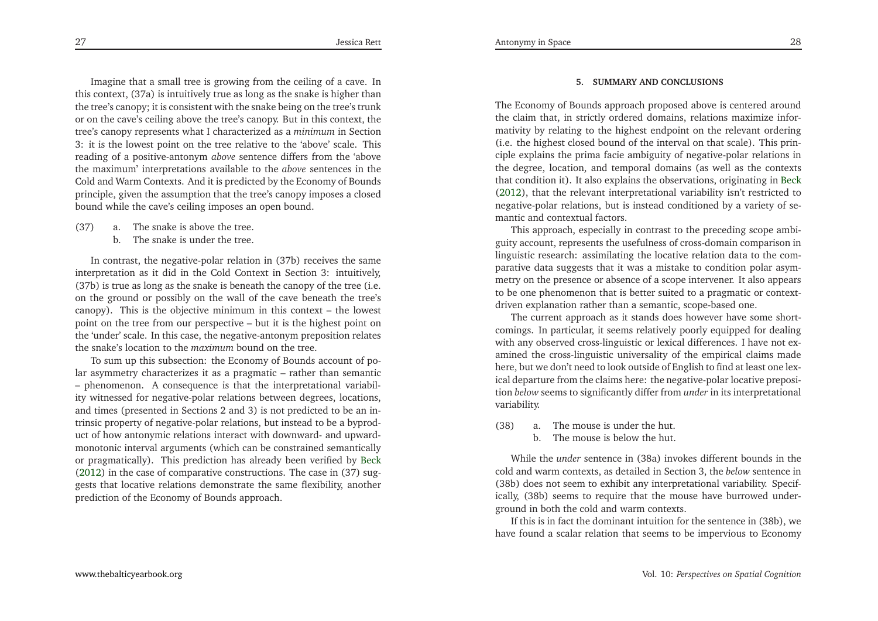Imagine that a small tree is growing from the ceiling of a cave. In this context, (37a) is intuitively true as long as the snake is higher than the tree's canopy; it is consistent with the snake being on the tree's trunk or on the cave's ceiling above the tree's canopy. But in this context, the tree's canopy represents what I characterized as a *minimum* in Section 3: it is the lowest point on the tree relative to the 'above' scale. This reading of a positive-antonym *above* sentence differs from the 'above the maximum' interpretations available to the *above* sentences in the Cold and Warm Contexts. And it is predicted by the Economy of Bounds principle, given the assumption that the tree's canopy imposes a closed bound while the cave's ceiling imposes an open bound.

(37) a. The snake is above the tree.
  b. The snake is under the tree.

In contrast, the negative-polar relation in (37b) receives the same interpretation as it did in the Cold Context in Section 3: intuitively, (37b) is true as long as the snake is beneath the canopy of the tree (i.e. on the ground or possibly on the wall of the cave beneath the tree's canopy). This is the objective minimum in this context – the lowest point on the tree from our perspective – but it is the highest point on the 'under' scale. In this case, the negative-antonym preposition relates the snake's location to the *maximum* bound on the tree.

To sum up this subsection: the Economy of Bounds account of polar asymmetry characterizes it as a pragmatic – rather than semantic – phenomenon. A consequence is that the interpretational variability witnessed for negative-polar relations between degrees, locations, and times (presented in Sections 2 and 3) is not predicted to be an intrinsic property of negative-polar relations, but instead to be a byproduct of how antonymic relations interact with downward- and upward-monotonic interval arguments (which can be constrained semantically or pragmatically). This prediction has already been verified by Beck (2012) in the case of comparative constructions. The case in (37) suggests that locative relations demonstrate the same flexibility, another prediction of the Economy of Bounds approach.

## 5. Summary and Conclusions

The Economy of Bounds approach proposed above is centered around the claim that, in strictly ordered domains, relations maximize informativity by relating to the highest endpoint on the relevant ordering (i.e. the highest closed bound of the interval on that scale). This principle explains the prima facie ambiguity of negative-polar relations in the degree, location, and temporal domains (as well as the contexts that condition it). It also explains the observations, originating in Beck (2012), that the relevant interpretational variability isn't restricted to negative-polar relations, but is instead conditioned by a variety of semantic and contextual factors.

This approach, especially in contrast to the preceding scope ambiguity account, represents the usefulness of cross-domain comparison in linguistic research: assimilating the locative relation data to the comparative data suggests that it was a mistake to condition polar asymmetry on the presence or absence of a scope intervener. It also appears to be one phenomenon that is better suited to a pragmatic or context-driven explanation rather than a semantic, scope-based one.

The current approach as it stands does however have some shortcomings. In particular, it seems relatively poorly equipped for dealing with any observed cross-linguistic or lexical differences. I have not examined the cross-linguistic universality of the empirical claims made here, but we don't need to look outside of English to find at least one lexical departure from the claims here: the negative-polar locative preposition *below* seems to significantly differ from *under* in its interpretational variability.

(38) a. The mouse is under the hut.
  b. The mouse is below the hut.

While the *under* sentence in (38a) invokes different bounds in the cold and warm contexts, as detailed in Section 3, the *below* sentence in (38b) does not seem to exhibit any interpretational variability. Specifically, (38b) seems to require that the mouse have burrowed underground in both the cold and warm contexts.

If this is in fact the dominant intuition for the sentence in (38b), we have found a scalar relation that seems to be impervious to Economy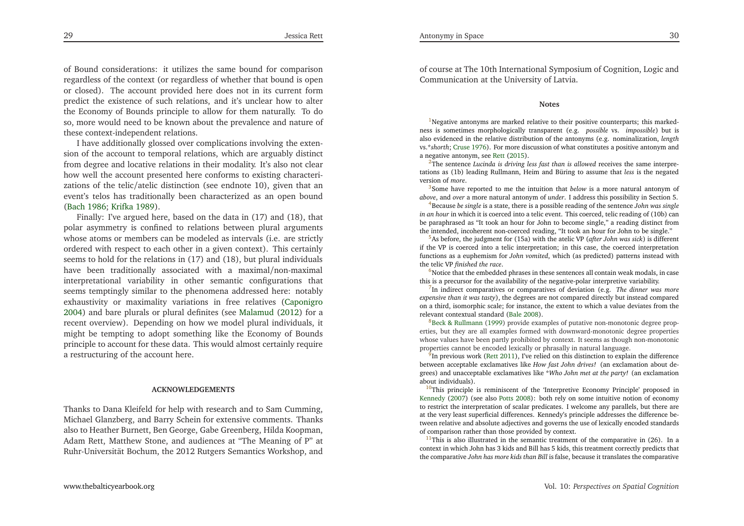of Bound considerations: it utilizes the same bound for comparison regardless of the context (or regardless of whether that bound is open or closed). The account provided here does not in its current form predict the existence of such relations, and it's unclear how to alter the Economy of Bounds principle to allow for them naturally. To do so, more would need to be known about the prevalence and nature of these context-independent relations.

I have additionally glossed over complications involving the extension of the account to temporal relations, which are arguably distinct from degree and locative relations in their modality. It's also not clear how well the account presented here conforms to existing characterizations of the telic/atelic distinction (see endnote 10), given that an event's telos has traditionally been characterized as an open bound (Bach 1986; Krifka 1989).

Finally: I've argued here, based on the data in (17) and (18), that polar asymmetry is confined to relations between plural arguments whose atoms or members can be modeled as intervals (i.e. are strictly ordered with respect to each other in a given context). This certainly seems to hold for the relations in (17) and (18), but plural individuals have been traditionally associated with a maximal/non-maximal interpretational variability in other semantic configurations that seems temptingly similar to the phenomena addressed here: notably exhaustivity or maximality variations in free relatives (Caponigro 2004) and bare plurals or plural definites (see Malamud (2012) for a recent overview). Depending on how we model plural individuals, it might be tempting to adopt something like the Economy of Bounds principle to account for these data. This would almost certainly require a restructuring of the account here.

## ACKNOWLEDGEMENTS

Thanks to Dana Kleifeld for help with research and to Sam Cumming, Michael Glanzberg, and Barry Schein for extensive comments. Thanks also to Heather Burnett, Ben George, Gabe Greenberg, Hilda Koopman, Adam Rett, Matthew Stone, and audiences at "The Meaning of P" at Ruhr-Universität Bochum, the 2012 Rutgers Semantics Workshop, and of course at The 10th International Symposium of Cognition, Logic and Communication at the University of Latvia.

## Notes

[1]Negative antonyms are marked relative to their positive counterparts; this markedness is sometimes morphologically transparent (e.g. *possible* vs. *impossible*) but is also evidenced in the relative distribution of the antonyms (e.g. nominalization, *length* vs.\**shorth*; Cruse 1976). For more discussion of what constitutes a positive antonym and a negative antonym, see Rett (2015).

[2]The sentence *Lucinda is driving less fast than is allowed* receives the same interpretations as (1b) leading Rullmann, Heim and Büring to assume that *less* is the negated version of *more*.

[3]Some have reported to me the intuition that *below* is a more natural antonym of *above*, and *over* a more natural antonym of *under*. I address this possibility in Section 5.

[4]Because *be single* is a state, there is a possible reading of the sentence *John was single in an hour* in which it is coerced into a telic event. This coerced, telic reading of (10b) can be paraphrased as "It took an hour for John to become single," a reading distinct from the intended, incoherent non-coerced reading, "It took an hour for John to be single."

[5]As before, the judgment for (15a) with the atelic VP (*after John was sick*) is different if the VP is coerced into a telic interpretation; in this case, the coerced interpretation functions as a euphemism for *John vomited*, which (as predicted) patterns instead with the telic VP *finished the race*.

[6]Notice that the embedded phrases in these sentences all contain weak modals, in case this is a precursor for the availability of the negative-polar interpretive variability.

[7]In indirect comparatives or comparatives of deviation (e.g. *The dinner was more expensive than it was tasty*), the degrees are not compared directly but instead compared on a third, isomorphic scale; for instance, the extent to which a value deviates from the relevant contextual standard (Bale 2008).

[8]Beck & Rullmann (1999) provide examples of putative non-monotonic degree properties, but they are all examples formed with downward-monotonic degree properties whose values have been partly prohibited by context. It seems as though non-monotonic properties cannot be encoded lexically or phrasally in natural language.

[9]In previous work (Rett 2011), I've relied on this distinction to explain the difference between acceptable exclamatives like *How fast John drives!* (an exclamation about degrees) and unacceptable exclamatives like \**Who John met at the party!* (an exclamation about individuals).

[10]This principle is reminiscent of the 'Interpretive Economy Principle' proposed in Kennedy (2007) (see also Potts 2008): both rely on some intuitive notion of economy to restrict the interpretation of scalar predicates. I welcome any parallels, but there are at the very least superficial differences. Kennedy's principle addresses the difference between relative and absolute adjectives and governs the use of lexically encoded standards of comparison rather than those provided by context.

[11]This is also illustrated in the semantic treatment of the comparative in (26). In a context in which John has 3 kids and Bill has 5 kids, this treatment correctly predicts that the comparative *John has more kids than Bill* is false, because it translates the comparative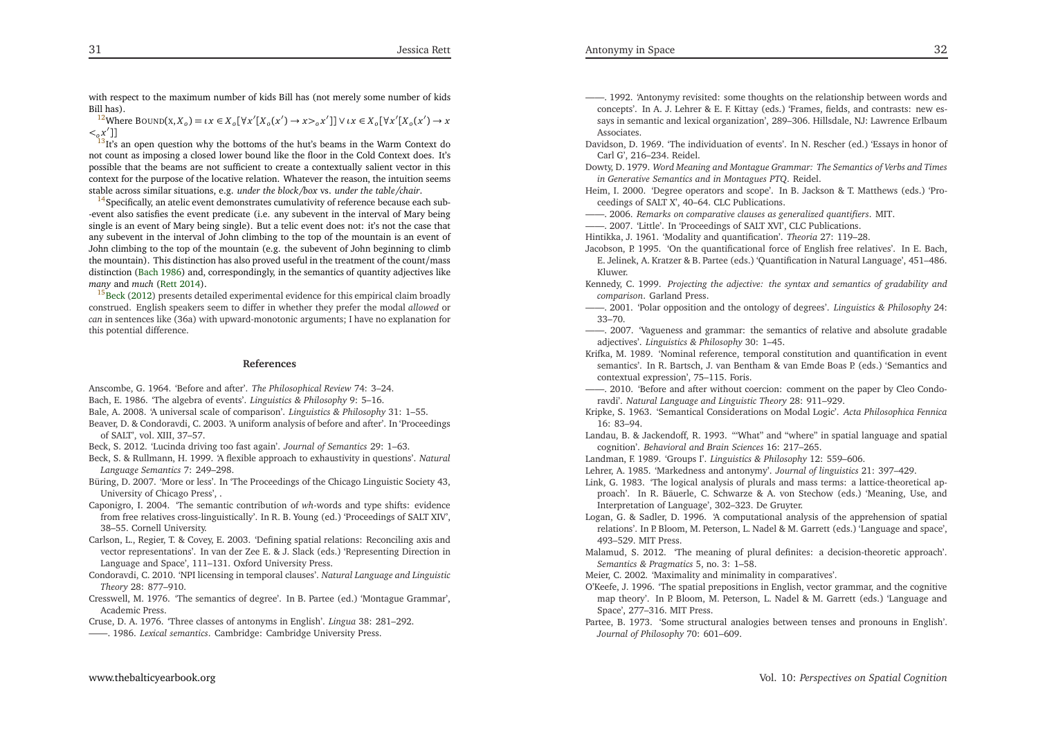with respect to the maximum number of kids Bill has (not merely some number of kids Bill has).

[12] Where $\text{BOUND}(x, X_o) = \iota x \in X_o[\forall x'[X_o(x') \rightarrow x >_o x']] \vee \iota x \in X_o[\forall x'[X_o(x') \rightarrow x <_o x']]$

[13] It's an open question why the bottoms of the hut's beams in the Warm Context do not count as imposing a closed lower bound like the floor in the Cold Context does. It's possible that the beams are not sufficient to create a contextually salient vector in this context for the purpose of the locative relation. Whatever the reason, the intuition seems stable across similar situations, e.g. *under the block/box* vs. *under the table/chair*.

[14] Specifically, an atelic event demonstrates cumulativity of reference because each sub--event also satisfies the event predicate (i.e. any subevent in the interval of Mary being single is an event of Mary being single). But a telic event does not: it's not the case that any subevent in the interval of John climbing to the top of the mountain is an event of John climbing to the top of the mountain (e.g. the subevent of John beginning to climb the mountain). This distinction has also proved useful in the treatment of the count/mass distinction (Bach 1986) and, correspondingly, in the semantics of quantity adjectives like *many* and *much* (Rett 2014).

[15] Beck (2012) presents detailed experimental evidence for this empirical claim broadly construed. English speakers seem to differ in whether they prefer the modal *allowed* or *can* in sentences like (36a) with upward-monotonic arguments; I have no explanation for this potential difference.

## References

Anscombe, G. 1964. 'Before and after'. *The Philosophical Review* 74: 3–24.

Bach, E. 1986. 'The algebra of events'. *Linguistics & Philosophy* 9: 5–16.

Bale, A. 2008. 'A universal scale of comparison'. *Linguistics & Philosophy* 31: 1–55.

Beaver, D. & Condoravdi, C. 2003. 'A uniform analysis of before and after'. In 'Proceedings of SALT', vol. XIII, 37–57.

Beck, S. 2012. 'Lucinda driving too fast again'. *Journal of Semantics* 29: 1–63.

Beck, S. & Rullmann, H. 1999. 'A flexible approach to exhaustivity in questions'. *Natural Language Semantics* 7: 249–298.

Büring, D. 2007. 'More or less'. In 'The Proceedings of the Chicago Linguistic Society 43, University of Chicago Press', .

Caponigro, I. 2004. 'The semantic contribution of *wh*-words and type shifts: evidence from free relatives cross-linguistically'. In R. B. Young (ed.) 'Proceedings of SALT XIV', 38–55. Cornell University.

Carlson, L., Regier, T. & Covey, E. 2003. 'Defining spatial relations: Reconciling axis and vector representations'. In van der Zee E. & J. Slack (eds.) 'Representing Direction in Language and Space', 111–131. Oxford University Press.

Condoravdi, C. 2010. 'NPI licensing in temporal clauses'. *Natural Language and Linguistic Theory* 28: 877–910.

Cresswell, M. 1976. 'The semantics of degree'. In B. Partee (ed.) 'Montague Grammar', Academic Press.

Cruse, D. A. 1976. 'Three classes of antonyms in English'. *Lingua* 38: 281–292.

——. 1986. *Lexical semantics*. Cambridge: Cambridge University Press.

——. 1992. 'Antonymy revisited: some thoughts on the relationship between words and concepts'. In A. J. Lehrer & E. F. Kittay (eds.) 'Frames, fields, and contrasts: new essays in semantic and lexical organization', 289–306. Hillsdale, NJ: Lawrence Erlbaum Associates.

Davidson, D. 1969. 'The individuation of events'. In N. Rescher (ed.) 'Essays in honor of Carl G', 216–234. Reidel.

Dowty, D. 1979. *Word Meaning and Montague Grammar: The Semantics of Verbs and Times in Generative Semantics and in Montagues PTQ*. Reidel.

Heim, I. 2000. 'Degree operators and scope'. In B. Jackson & T. Matthews (eds.) 'Proceedings of SALT X', 40–64. CLC Publications.

——. 2006. *Remarks on comparative clauses as generalized quantifiers*. MIT.

——. 2007. 'Little'. In 'Proceedings of SALT XVI', CLC Publications.

Hintikka, J. 1961. 'Modality and quantification'. *Theoria* 27: 119–28.

Jacobson, P. 1995. 'On the quantificational force of English free relatives'. In E. Bach, E. Jelinek, A. Kratzer & B. Partee (eds.) 'Quantification in Natural Language', 451–486. Kluwer.

Kennedy, C. 1999. *Projecting the adjective: the syntax and semantics of gradability and comparison*. Garland Press.

——. 2001. 'Polar opposition and the ontology of degrees'. *Linguistics & Philosophy* 24: 33–70.

——. 2007. 'Vagueness and grammar: the semantics of relative and absolute gradable adjectives'. *Linguistics & Philosophy* 30: 1–45.

Krifka, M. 1989. 'Nominal reference, temporal constitution and quantification in event semantics'. In R. Bartsch, J. van Bentham & van Emde Boas P. (eds.) 'Semantics and contextual expression', 75–115. Foris.

——. 2010. 'Before and after without coercion: comment on the paper by Cleo Condoravdi'. *Natural Language and Linguistic Theory* 28: 911–929.

Kripke, S. 1963. 'Semantical Considerations on Modal Logic'. *Acta Philosophica Fennica* 16: 83–94.

Landau, B. & Jackendoff, R. 1993. '"What" and "where" in spatial language and spatial cognition'. *Behavioral and Brain Sciences* 16: 217–265.

Landman, F. 1989. 'Groups I'. *Linguistics & Philosophy* 12: 559–606.

Lehrer, A. 1985. 'Markedness and antonymy'. *Journal of linguistics* 21: 397–429.

Link, G. 1983. 'The logical analysis of plurals and mass terms: a lattice-theoretical approach'. In R. Bäuerle, C. Schwarze & A. von Stechow (eds.) 'Meaning, Use, and Interpretation of Language', 302–323. De Gruyter.

Logan, G. & Sadler, D. 1996. 'A computational analysis of the apprehension of spatial relations'. In P. Bloom, M. Peterson, L. Nadel & M. Garrett (eds.) 'Language and space', 493–529. MIT Press.

Malamud, S. 2012. 'The meaning of plural definites: a decision-theoretic approach'. *Semantics & Pragmatics* 5, no. 3: 1–58.

Meier, C. 2002. 'Maximality and minimality in comparatives'.

O'Keefe, J. 1996. 'The spatial prepositions in English, vector grammar, and the cognitive map theory'. In P. Bloom, M. Peterson, L. Nadel & M. Garrett (eds.) 'Language and Space', 277–316. MIT Press.

Partee, B. 1973. 'Some structural analogies between tenses and pronouns in English'. *Journal of Philosophy* 70: 601–609.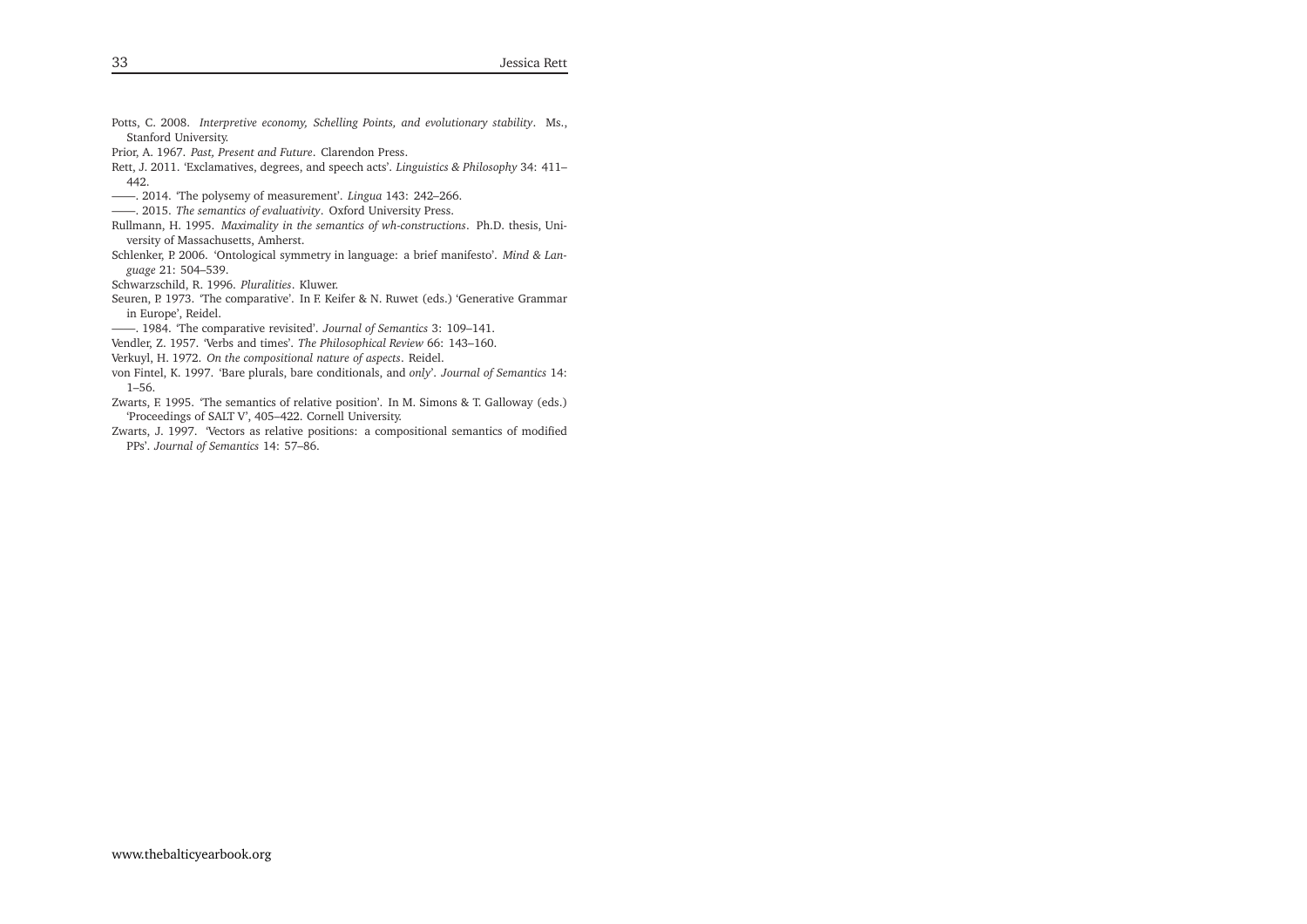Potts, C. 2008. *Interpretive economy, Schelling Points, and evolutionary stability*. Ms., Stanford University.

Prior, A. 1967. *Past, Present and Future*. Clarendon Press.

Rett, J. 2011. 'Exclamatives, degrees, and speech acts'. *Linguistics & Philosophy* 34: 411–442.

——. 2014. 'The polysemy of measurement'. *Lingua* 143: 242–266.

——. 2015. *The semantics of evaluativity*. Oxford University Press.

Rullmann, H. 1995. *Maximality in the semantics of wh-constructions*. Ph.D. thesis, University of Massachusetts, Amherst.

Schlenker, P. 2006. 'Ontological symmetry in language: a brief manifesto'. *Mind & Language* 21: 504–539.

Schwarzschild, R. 1996. *Pluralities*. Kluwer.

Seuren, P. 1973. 'The comparative'. In F. Keifer & N. Ruwet (eds.) 'Generative Grammar in Europe', Reidel.

——. 1984. 'The comparative revisited'. *Journal of Semantics* 3: 109–141.

Vendler, Z. 1957. 'Verbs and times'. *The Philosophical Review* 66: 143–160.

Verkuyl, H. 1972. *On the compositional nature of aspects*. Reidel.

von Fintel, K. 1997. 'Bare plurals, bare conditionals, and *only*'. *Journal of Semantics* 14: 1–56.

Zwarts, F. 1995. 'The semantics of relative position'. In M. Simons & T. Galloway (eds.) 'Proceedings of SALT V', 405–422. Cornell University.

Zwarts, J. 1997. 'Vectors as relative positions: a compositional semantics of modified PPs'. *Journal of Semantics* 14: 57–86.